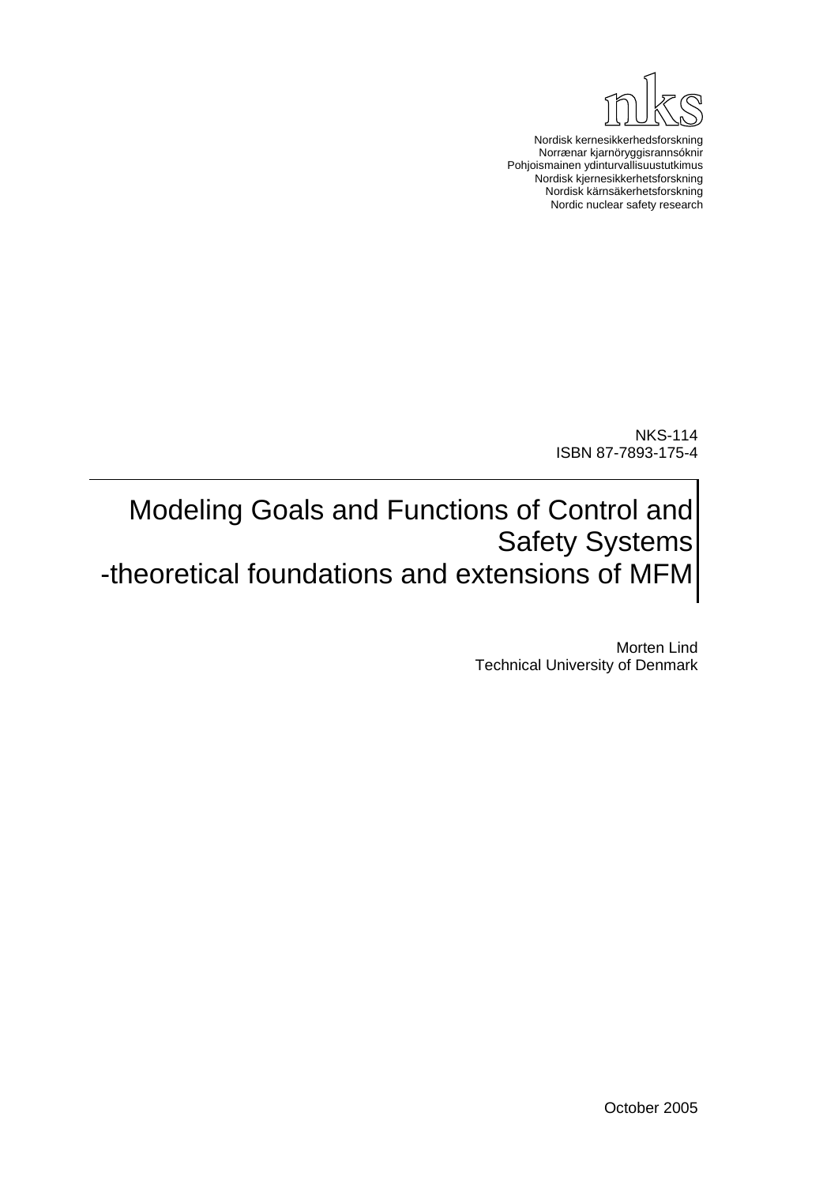nks

Nordisk kernesikkerhedsforskning
Norrænar kjarnöryggisrannsóknir
Pohjoismainen ydinturvallisuustutkimus
Nordisk kjernesikkerhetsforskning
Nordisk kärnsäkerhetsforskning
Nordic nuclear safety research

NKS-114
ISBN 87-7893-175-4

# Modeling Goals and Functions of Control and Safety Systems -theoretical foundations and extensions of MFM

Morten Lind
Technical University of Denmark

October 2005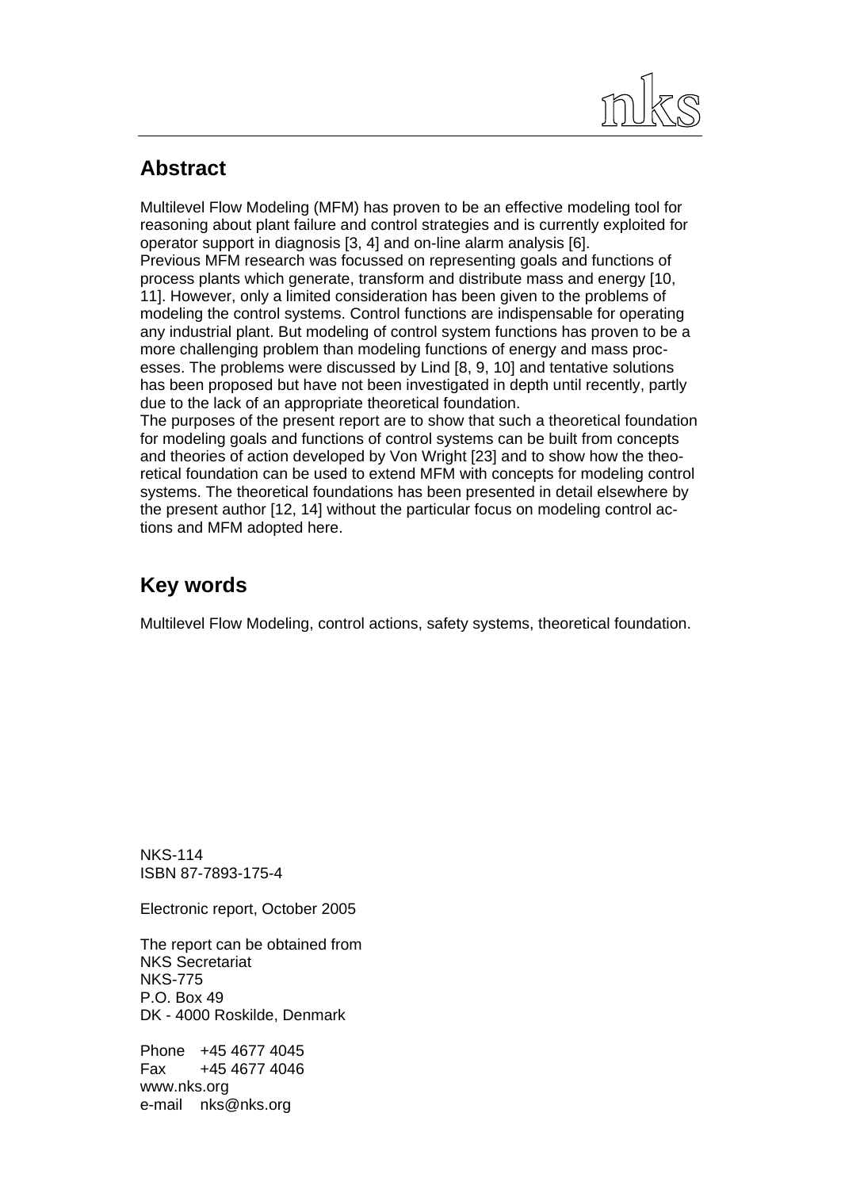## Abstract

Multilevel Flow Modeling (MFM) has proven to be an effective modeling tool for reasoning about plant failure and control strategies and is currently exploited for operator support in diagnosis [3, 4] and on-line alarm analysis [6].
Previous MFM research was focussed on representing goals and functions of process plants which generate, transform and distribute mass and energy [10, 11]. However, only a limited consideration has been given to the problems of modeling the control systems. Control functions are indispensable for operating any industrial plant. But modeling of control system functions has proven to be a more challenging problem than modeling functions of energy and mass processes. The problems were discussed by Lind [8, 9, 10] and tentative solutions has been proposed but have not been investigated in depth until recently, partly due to the lack of an appropriate theoretical foundation.
The purposes of the present report are to show that such a theoretical foundation for modeling goals and functions of control systems can be built from concepts and theories of action developed by Von Wright [23] and to show how the theoretical foundation can be used to extend MFM with concepts for modeling control systems. The theoretical foundations has been presented in detail elsewhere by the present author [12, 14] without the particular focus on modeling control actions and MFM adopted here.

## Key words

Multilevel Flow Modeling, control actions, safety systems, theoretical foundation.

NKS-114
ISBN 87-7893-175-4

Electronic report, October 2005

The report can be obtained from
NKS Secretariat
NKS-775
P.O. Box 49
DK - 4000 Roskilde, Denmark

Phone +45 4677 4045
Fax +45 4677 4046
www.nks.org
e-mail nks@nks.org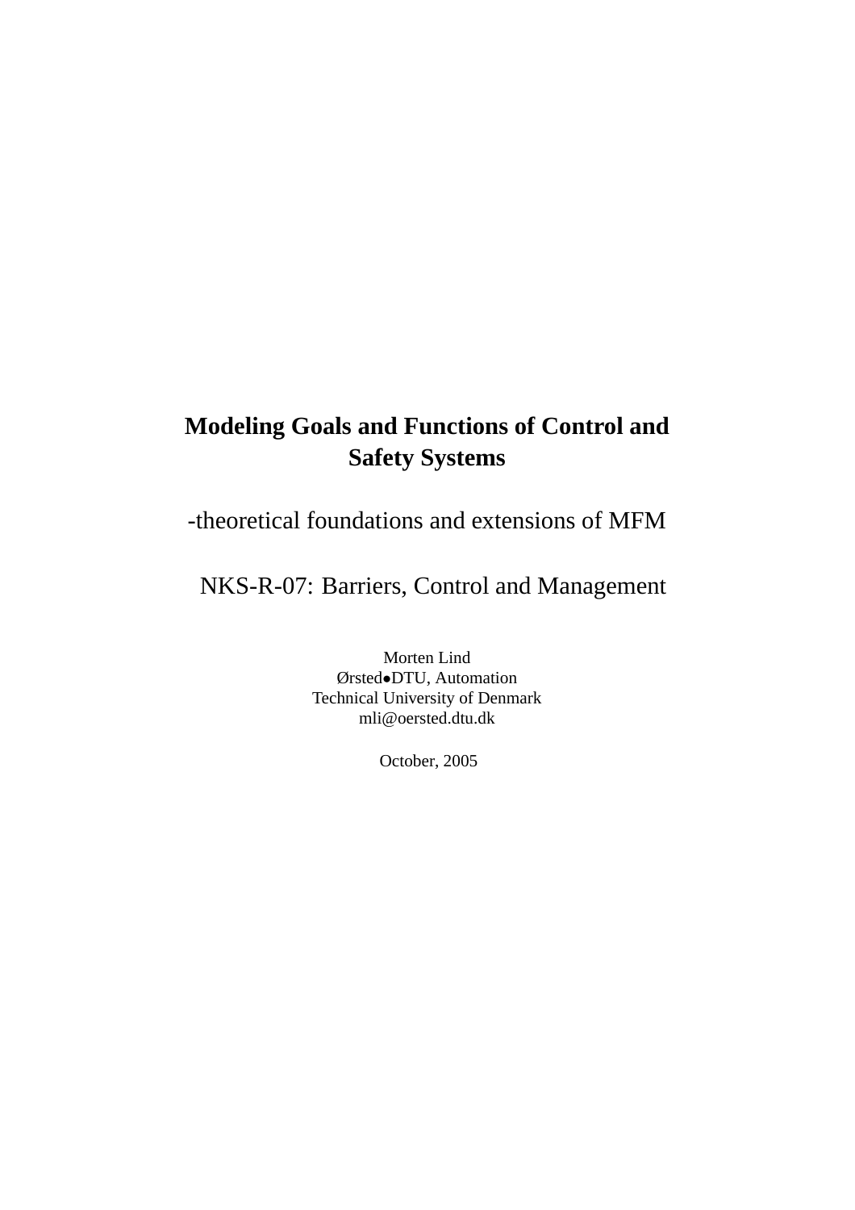# Modeling Goals and Functions of Control and Safety Systems

-theoretical foundations and extensions of MFM

NKS-R-07: Barriers, Control and Management

Morten Lind
Ørsted●DTU, Automation
Technical University of Denmark
mli@oersted.dtu.dk

October, 2005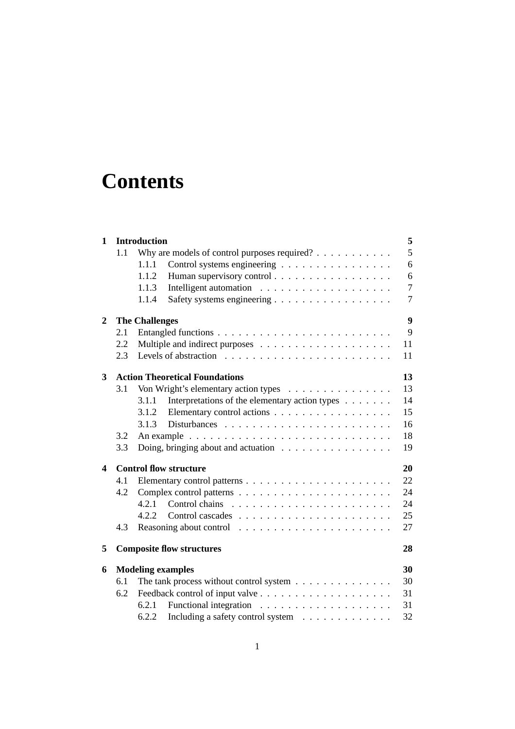# Contents

| | | | |
|---|---|---|---|
| **1** | **Introduction** | | **5** |
| | 1.1 | Why are models of control purposes required? | 5 |
| | | 1.1.1 Control systems engineering | 6 |
| | | 1.1.2 Human supervisory control | 6 |
| | | 1.1.3 Intelligent automation | 7 |
| | | 1.1.4 Safety systems engineering | 7 |
| **2** | **The Challenges** | | **9** |
| | 2.1 | Entangled functions | 9 |
| | 2.2 | Multiple and indirect purposes | 11 |
| | 2.3 | Levels of abstraction | 11 |
| **3** | **Action Theoretical Foundations** | | **13** |
| | 3.1 | Von Wright's elementary action types | 13 |
| | | 3.1.1 Interpretations of the elementary action types | 14 |
| | | 3.1.2 Elementary control actions | 15 |
| | | 3.1.3 Disturbances | 16 |
| | 3.2 | An example | 18 |
| | 3.3 | Doing, bringing about and actuation | 19 |
| **4** | **Control flow structure** | | **20** |
| | 4.1 | Elementary control patterns | 22 |
| | 4.2 | Complex control patterns | 24 |
| | | 4.2.1 Control chains | 24 |
| | | 4.2.2 Control cascades | 25 |
| | 4.3 | Reasoning about control | 27 |
| **5** | **Composite flow structures** | | **28** |
| **6** | **Modeling examples** | | **30** |
| | 6.1 | The tank process without control system | 30 |
| | 6.2 | Feedback control of input valve | 31 |
| | | 6.2.1 Functional integration | 31 |
| | | 6.2.2 Including a safety control system | 32 |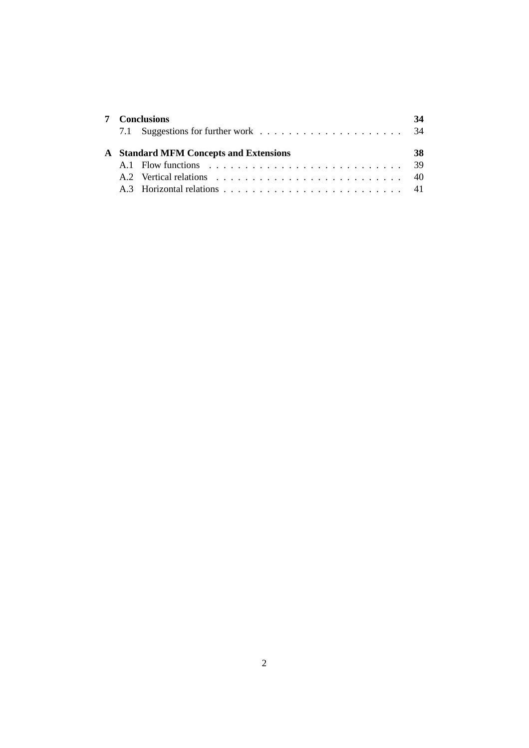**7 Conclusions** **34**

7.1 Suggestions for further work . . . . . . . . . . . . . . . . . . . . 34

**A Standard MFM Concepts and Extensions** **38**

A.1 Flow functions . . . . . . . . . . . . . . . . . . . . . . . . . . . 39

A.2 Vertical relations . . . . . . . . . . . . . . . . . . . . . . . . . . 40

A.3 Horizontal relations . . . . . . . . . . . . . . . . . . . . . . . . . 41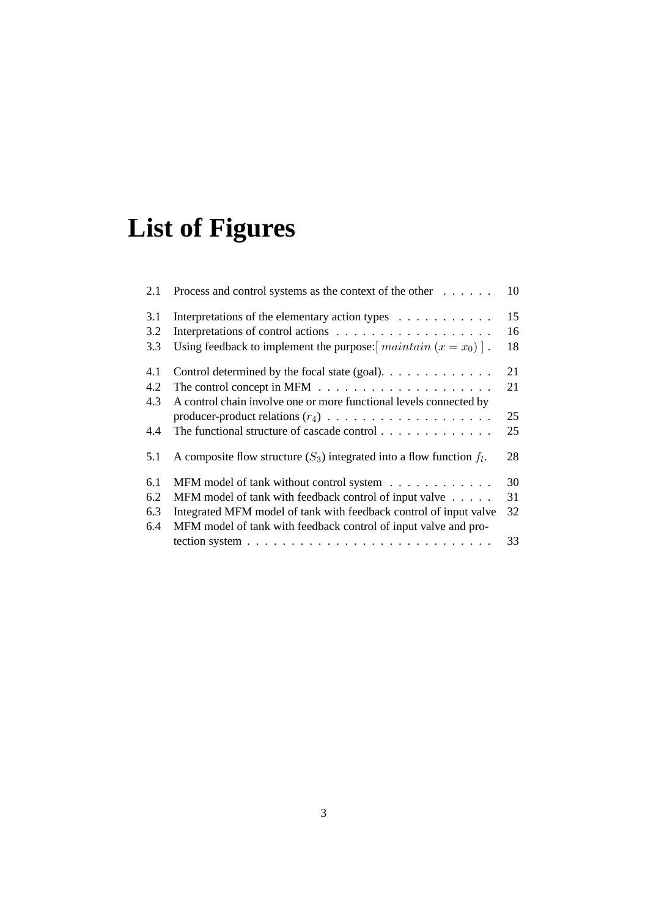# List of Figures

2.1 Process and control systems as the context of the other . . . . . . 10

3.1 Interpretations of the elementary action types . . . . . . . . . . . 15
3.2 Interpretations of control actions . . . . . . . . . . . . . . . . . . 16
3.3 Using feedback to implement the purpose:[ $maintain\ (x = x_0)$ ] . 18

4.1 Control determined by the focal state (goal). . . . . . . . . . . . . 21
4.2 The control concept in MFM . . . . . . . . . . . . . . . . . . . . 21
4.3 A control chain involve one or more functional levels connected by producer-product relations ($r_4$) . . . . . . . . . . . . . . . . . . . 25
4.4 The functional structure of cascade control . . . . . . . . . . . . . 25

5.1 A composite flow structure ($S_3$) integrated into a flow function $f_l$. 28

6.1 MFM model of tank without control system . . . . . . . . . . . . 30
6.2 MFM model of tank with feedback control of input valve . . . . . 31
6.3 Integrated MFM model of tank with feedback control of input valve 32
6.4 MFM model of tank with feedback control of input valve and protection system . . . . . . . . . . . . . . . . . . . . . . . . . . . 33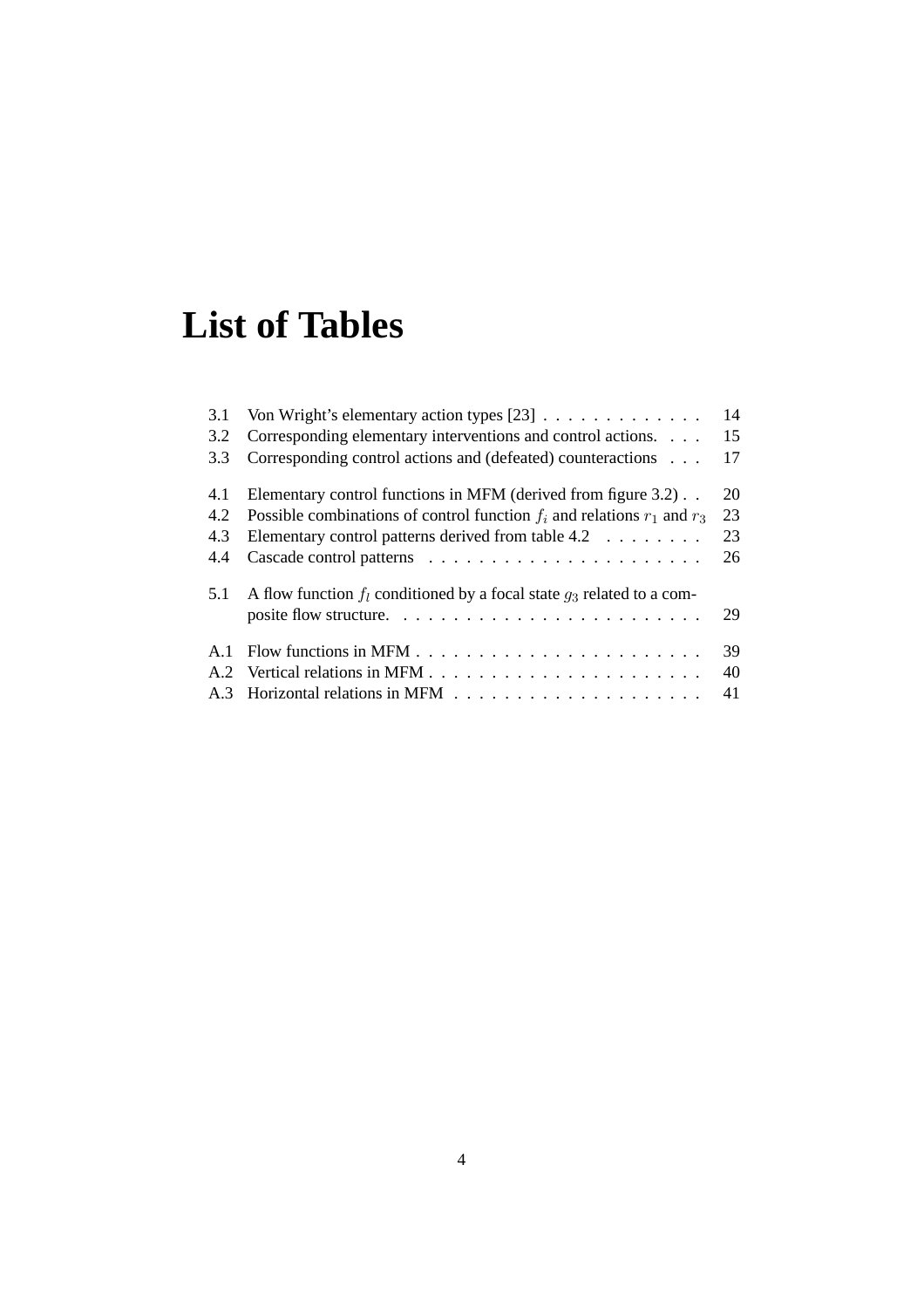# List of Tables

3.1 Von Wright's elementary action types [23] . . . . . . . . . . . . . 14
3.2 Corresponding elementary interventions and control actions. . . . 15
3.3 Corresponding control actions and (defeated) counteractions . . . 17

4.1 Elementary control functions in MFM (derived from figure 3.2) . . 20
4.2 Possible combinations of control function $f_i$ and relations $r_1$ and $r_3$ 23
4.3 Elementary control patterns derived from table 4.2 . . . . . . . . 23
4.4 Cascade control patterns . . . . . . . . . . . . . . . . . . . . . . 26

5.1 A flow function $f_l$ conditioned by a focal state $g_3$ related to a composite flow structure. . . . . . . . . . . . . . . . . . . . . . . . . 29

A.1 Flow functions in MFM . . . . . . . . . . . . . . . . . . . . . . . 39
A.2 Vertical relations in MFM . . . . . . . . . . . . . . . . . . . . . . 40
A.3 Horizontal relations in MFM . . . . . . . . . . . . . . . . . . . . 41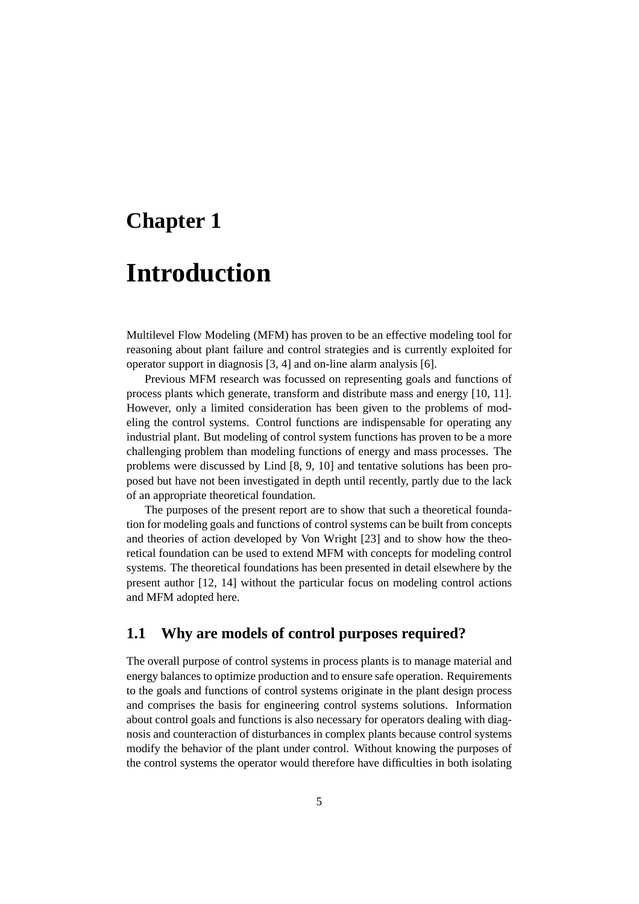# Chapter 1

# Introduction

Multilevel Flow Modeling (MFM) has proven to be an effective modeling tool for reasoning about plant failure and control strategies and is currently exploited for operator support in diagnosis [3, 4] and on-line alarm analysis [6].

Previous MFM research was focussed on representing goals and functions of process plants which generate, transform and distribute mass and energy [10, 11]. However, only a limited consideration has been given to the problems of modeling the control systems. Control functions are indispensable for operating any industrial plant. But modeling of control system functions has proven to be a more challenging problem than modeling functions of energy and mass processes. The problems were discussed by Lind [8, 9, 10] and tentative solutions has been proposed but have not been investigated in depth until recently, partly due to the lack of an appropriate theoretical foundation.

The purposes of the present report are to show that such a theoretical foundation for modeling goals and functions of control systems can be built from concepts and theories of action developed by Von Wright [23] and to show how the theoretical foundation can be used to extend MFM with concepts for modeling control systems. The theoretical foundations has been presented in detail elsewhere by the present author [12, 14] without the particular focus on modeling control actions and MFM adopted here.

## 1.1 Why are models of control purposes required?

The overall purpose of control systems in process plants is to manage material and energy balances to optimize production and to ensure safe operation. Requirements to the goals and functions of control systems originate in the plant design process and comprises the basis for engineering control systems solutions. Information about control goals and functions is also necessary for operators dealing with diagnosis and counteraction of disturbances in complex plants because control systems modify the behavior of the plant under control. Without knowing the purposes of the control systems the operator would therefore have difficulties in both isolating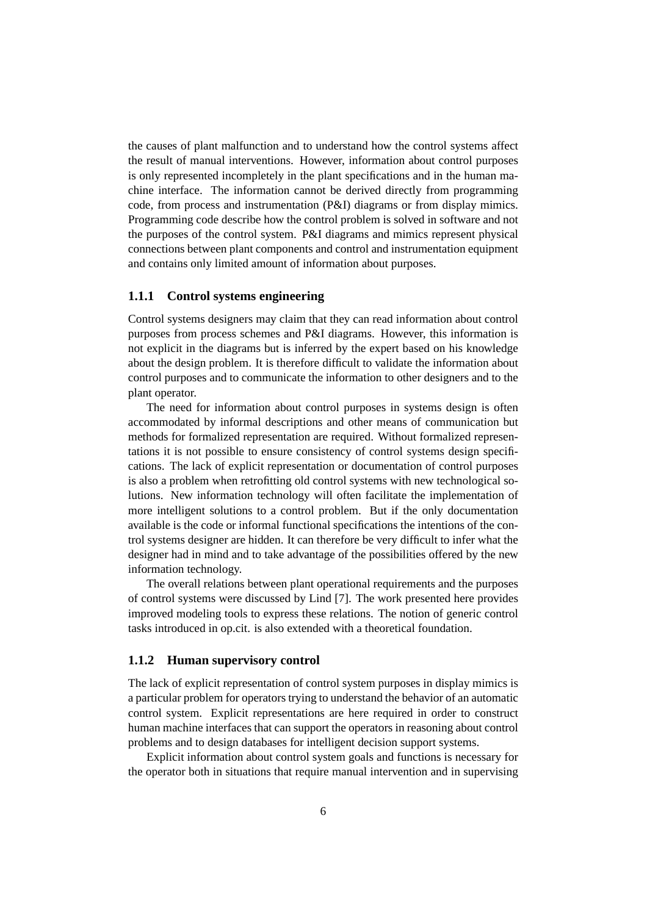the causes of plant malfunction and to understand how the control systems affect the result of manual interventions. However, information about control purposes is only represented incompletely in the plant specifications and in the human machine interface. The information cannot be derived directly from programming code, from process and instrumentation (P&I) diagrams or from display mimics. Programming code describe how the control problem is solved in software and not the purposes of the control system. P&I diagrams and mimics represent physical connections between plant components and control and instrumentation equipment and contains only limited amount of information about purposes.

### 1.1.1 Control systems engineering

Control systems designers may claim that they can read information about control purposes from process schemes and P&I diagrams. However, this information is not explicit in the diagrams but is inferred by the expert based on his knowledge about the design problem. It is therefore difficult to validate the information about control purposes and to communicate the information to other designers and to the plant operator.

The need for information about control purposes in systems design is often accommodated by informal descriptions and other means of communication but methods for formalized representation are required. Without formalized representations it is not possible to ensure consistency of control systems design specifications. The lack of explicit representation or documentation of control purposes is also a problem when retrofitting old control systems with new technological solutions. New information technology will often facilitate the implementation of more intelligent solutions to a control problem. But if the only documentation available is the code or informal functional specifications the intentions of the control systems designer are hidden. It can therefore be very difficult to infer what the designer had in mind and to take advantage of the possibilities offered by the new information technology.

The overall relations between plant operational requirements and the purposes of control systems were discussed by Lind [7]. The work presented here provides improved modeling tools to express these relations. The notion of generic control tasks introduced in op.cit. is also extended with a theoretical foundation.

### 1.1.2 Human supervisory control

The lack of explicit representation of control system purposes in display mimics is a particular problem for operators trying to understand the behavior of an automatic control system. Explicit representations are here required in order to construct human machine interfaces that can support the operators in reasoning about control problems and to design databases for intelligent decision support systems.

Explicit information about control system goals and functions is necessary for the operator both in situations that require manual intervention and in supervising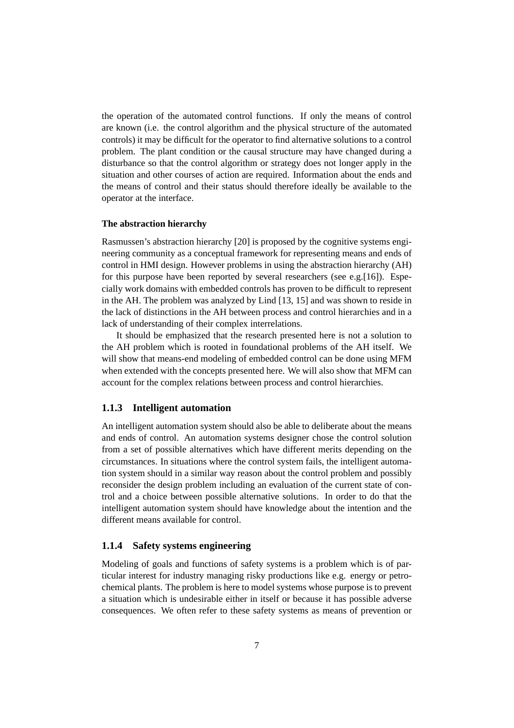the operation of the automated control functions. If only the means of control are known (i.e. the control algorithm and the physical structure of the automated controls) it may be difficult for the operator to find alternative solutions to a control problem. The plant condition or the causal structure may have changed during a disturbance so that the control algorithm or strategy does not longer apply in the situation and other courses of action are required. Information about the ends and the means of control and their status should therefore ideally be available to the operator at the interface.

**The abstraction hierarchy**

Rasmussen's abstraction hierarchy [20] is proposed by the cognitive systems engineering community as a conceptual framework for representing means and ends of control in HMI design. However problems in using the abstraction hierarchy (AH) for this purpose have been reported by several researchers (see e.g.[16]). Especially work domains with embedded controls has proven to be difficult to represent in the AH. The problem was analyzed by Lind [13, 15] and was shown to reside in the lack of distinctions in the AH between process and control hierarchies and in a lack of understanding of their complex interrelations.

It should be emphasized that the research presented here is not a solution to the AH problem which is rooted in foundational problems of the AH itself. We will show that means-end modeling of embedded control can be done using MFM when extended with the concepts presented here. We will also show that MFM can account for the complex relations between process and control hierarchies.

### 1.1.3 Intelligent automation

An intelligent automation system should also be able to deliberate about the means and ends of control. An automation systems designer chose the control solution from a set of possible alternatives which have different merits depending on the circumstances. In situations where the control system fails, the intelligent automation system should in a similar way reason about the control problem and possibly reconsider the design problem including an evaluation of the current state of control and a choice between possible alternative solutions. In order to do that the intelligent automation system should have knowledge about the intention and the different means available for control.

### 1.1.4 Safety systems engineering

Modeling of goals and functions of safety systems is a problem which is of particular interest for industry managing risky productions like e.g. energy or petrochemical plants. The problem is here to model systems whose purpose is to prevent a situation which is undesirable either in itself or because it has possible adverse consequences. We often refer to these safety systems as means of prevention or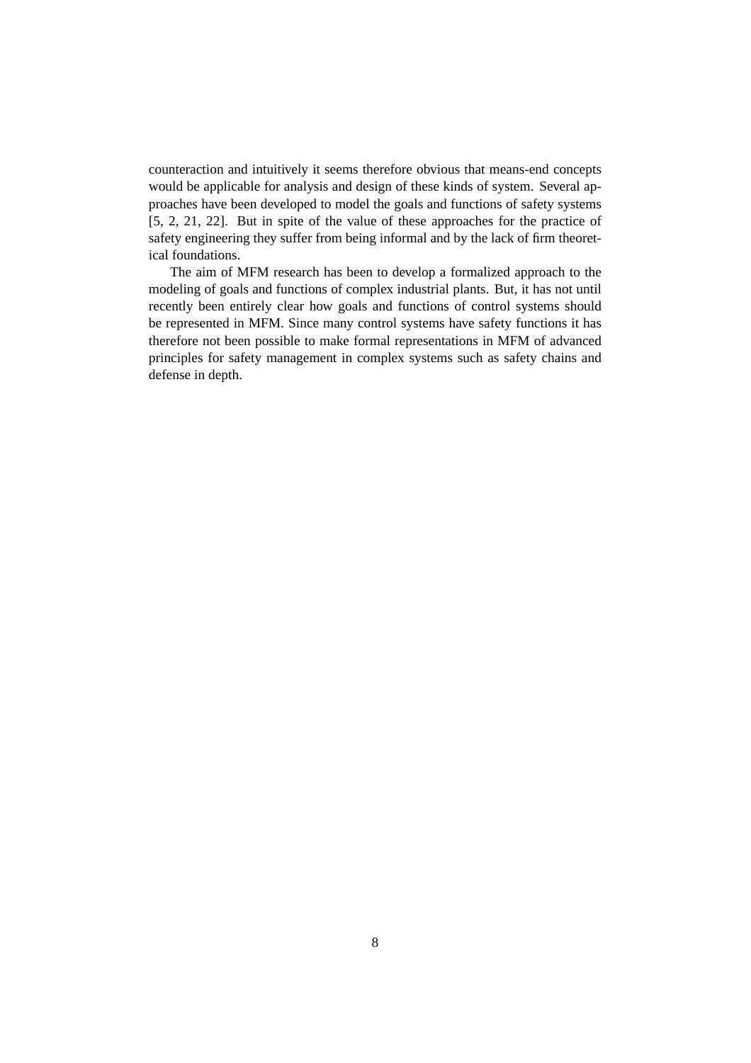counteraction and intuitively it seems therefore obvious that means-end concepts would be applicable for analysis and design of these kinds of system. Several approaches have been developed to model the goals and functions of safety systems [5, 2, 21, 22]. But in spite of the value of these approaches for the practice of safety engineering they suffer from being informal and by the lack of firm theoretical foundations.

The aim of MFM research has been to develop a formalized approach to the modeling of goals and functions of complex industrial plants. But, it has not until recently been entirely clear how goals and functions of control systems should be represented in MFM. Since many control systems have safety functions it has therefore not been possible to make formal representations in MFM of advanced principles for safety management in complex systems such as safety chains and defense in depth.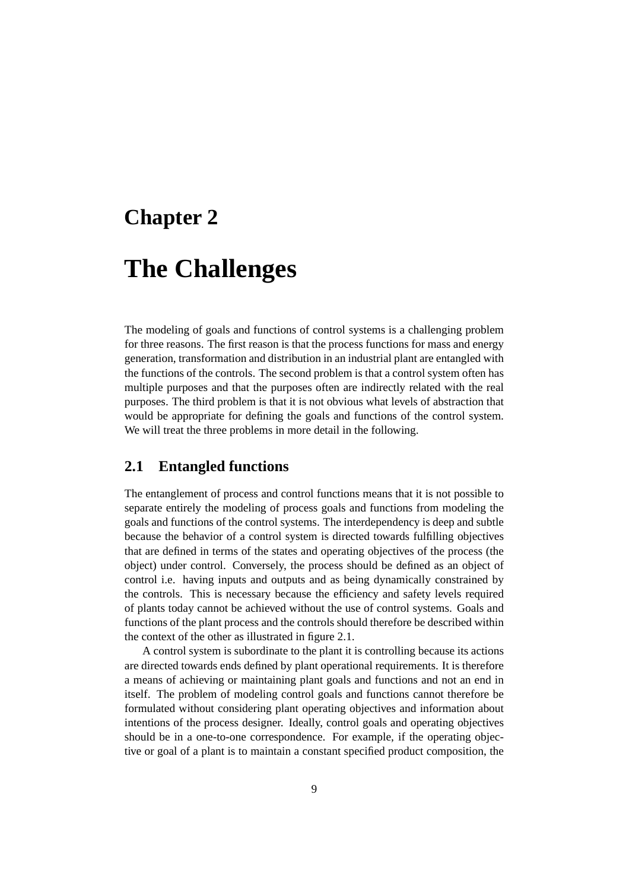# Chapter 2

# The Challenges

The modeling of goals and functions of control systems is a challenging problem for three reasons. The first reason is that the process functions for mass and energy generation, transformation and distribution in an industrial plant are entangled with the functions of the controls. The second problem is that a control system often has multiple purposes and that the purposes often are indirectly related with the real purposes. The third problem is that it is not obvious what levels of abstraction that would be appropriate for defining the goals and functions of the control system. We will treat the three problems in more detail in the following.

## 2.1 Entangled functions

The entanglement of process and control functions means that it is not possible to separate entirely the modeling of process goals and functions from modeling the goals and functions of the control systems. The interdependency is deep and subtle because the behavior of a control system is directed towards fulfilling objectives that are defined in terms of the states and operating objectives of the process (the object) under control. Conversely, the process should be defined as an object of control i.e. having inputs and outputs and as being dynamically constrained by the controls. This is necessary because the efficiency and safety levels required of plants today cannot be achieved without the use of control systems. Goals and functions of the plant process and the controls should therefore be described within the context of the other as illustrated in figure 2.1.

A control system is subordinate to the plant it is controlling because its actions are directed towards ends defined by plant operational requirements. It is therefore a means of achieving or maintaining plant goals and functions and not an end in itself. The problem of modeling control goals and functions cannot therefore be formulated without considering plant operating objectives and information about intentions of the process designer. Ideally, control goals and operating objectives should be in a one-to-one correspondence. For example, if the operating objective or goal of a plant is to maintain a constant specified product composition, the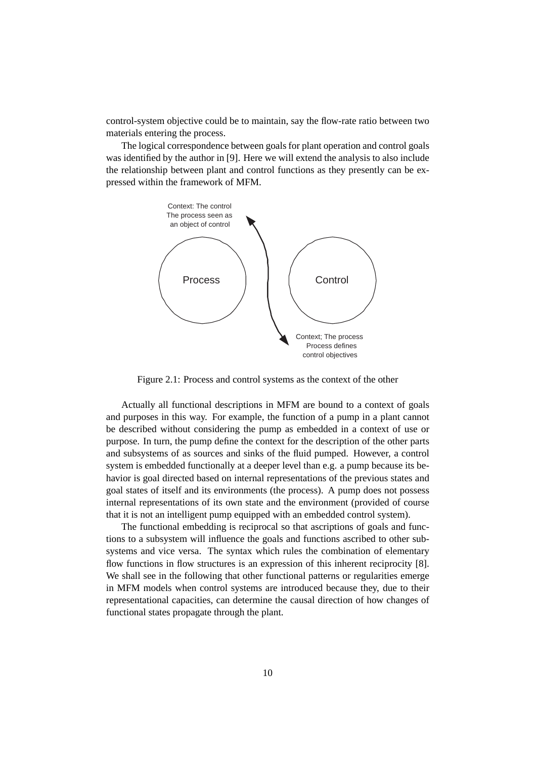control-system objective could be to maintain, say the flow-rate ratio between two materials entering the process.

The logical correspondence between goals for plant operation and control goals was identified by the author in [9]. Here we will extend the analysis to also include the relationship between plant and control functions as they presently can be expressed within the framework of MFM.

Context: The control
The process seen as
an object of control

Process

Control

Context; The process
Process defines
control objectives

Figure 2.1: Process and control systems as the context of the other

Actually all functional descriptions in MFM are bound to a context of goals and purposes in this way. For example, the function of a pump in a plant cannot be described without considering the pump as embedded in a context of use or purpose. In turn, the pump define the context for the description of the other parts and subsystems of as sources and sinks of the fluid pumped. However, a control system is embedded functionally at a deeper level than e.g. a pump because its behavior is goal directed based on internal representations of the previous states and goal states of itself and its environments (the process). A pump does not possess internal representations of its own state and the environment (provided of course that it is not an intelligent pump equipped with an embedded control system).

The functional embedding is reciprocal so that ascriptions of goals and functions to a subsystem will influence the goals and functions ascribed to other subsystems and vice versa. The syntax which rules the combination of elementary flow functions in flow structures is an expression of this inherent reciprocity [8]. We shall see in the following that other functional patterns or regularities emerge in MFM models when control systems are introduced because they, due to their representational capacities, can determine the causal direction of how changes of functional states propagate through the plant.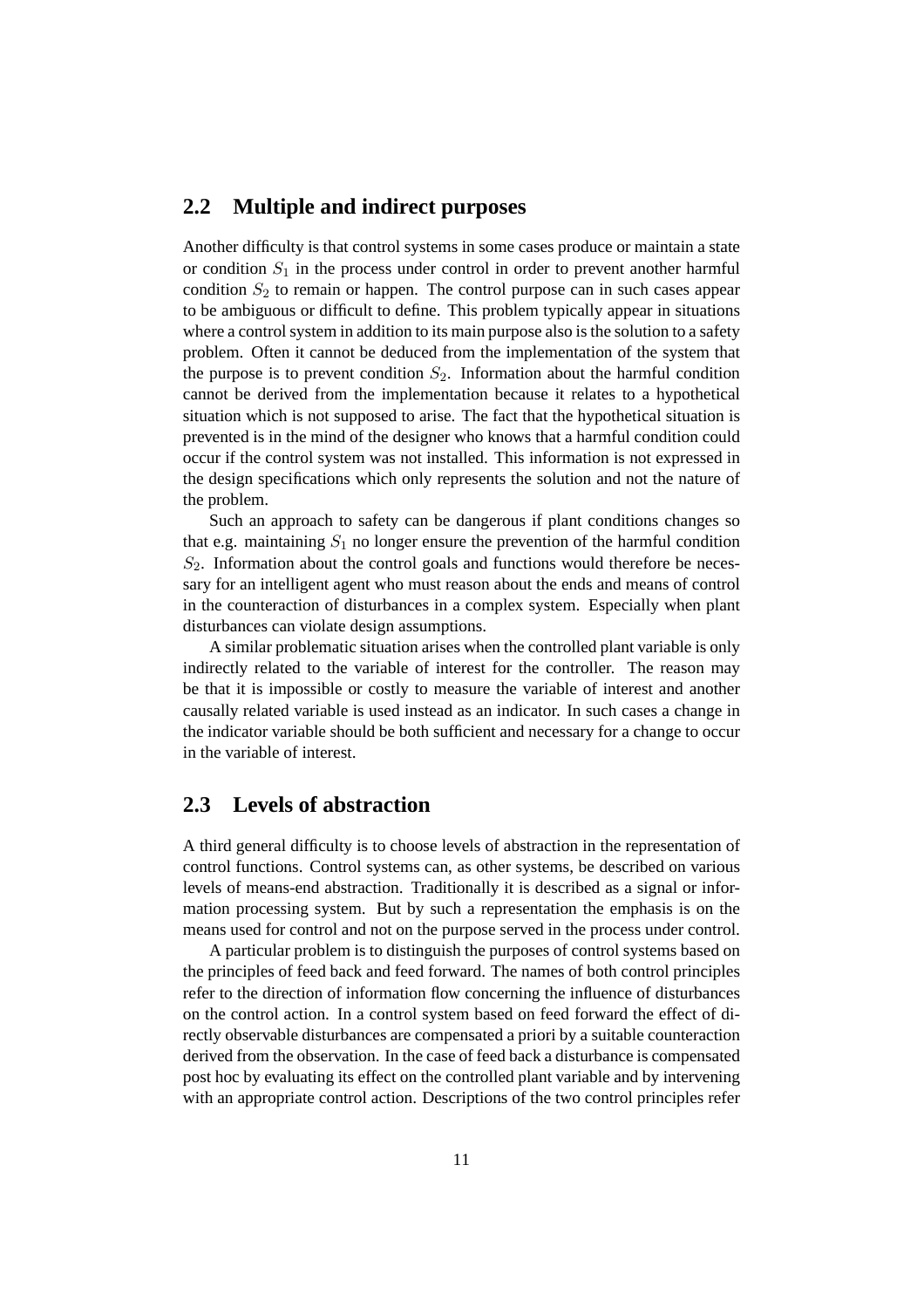## 2.2 Multiple and indirect purposes

Another difficulty is that control systems in some cases produce or maintain a state or condition $S_1$ in the process under control in order to prevent another harmful condition $S_2$ to remain or happen. The control purpose can in such cases appear to be ambiguous or difficult to define. This problem typically appear in situations where a control system in addition to its main purpose also is the solution to a safety problem. Often it cannot be deduced from the implementation of the system that the purpose is to prevent condition $S_2$. Information about the harmful condition cannot be derived from the implementation because it relates to a hypothetical situation which is not supposed to arise. The fact that the hypothetical situation is prevented is in the mind of the designer who knows that a harmful condition could occur if the control system was not installed. This information is not expressed in the design specifications which only represents the solution and not the nature of the problem.

Such an approach to safety can be dangerous if plant conditions changes so that e.g. maintaining $S_1$ no longer ensure the prevention of the harmful condition $S_2$. Information about the control goals and functions would therefore be necessary for an intelligent agent who must reason about the ends and means of control in the counteraction of disturbances in a complex system. Especially when plant disturbances can violate design assumptions.

A similar problematic situation arises when the controlled plant variable is only indirectly related to the variable of interest for the controller. The reason may be that it is impossible or costly to measure the variable of interest and another causally related variable is used instead as an indicator. In such cases a change in the indicator variable should be both sufficient and necessary for a change to occur in the variable of interest.

## 2.3 Levels of abstraction

A third general difficulty is to choose levels of abstraction in the representation of control functions. Control systems can, as other systems, be described on various levels of means-end abstraction. Traditionally it is described as a signal or information processing system. But by such a representation the emphasis is on the means used for control and not on the purpose served in the process under control.

A particular problem is to distinguish the purposes of control systems based on the principles of feed back and feed forward. The names of both control principles refer to the direction of information flow concerning the influence of disturbances on the control action. In a control system based on feed forward the effect of directly observable disturbances are compensated a priori by a suitable counteraction derived from the observation. In the case of feed back a disturbance is compensated post hoc by evaluating its effect on the controlled plant variable and by intervening with an appropriate control action. Descriptions of the two control principles refer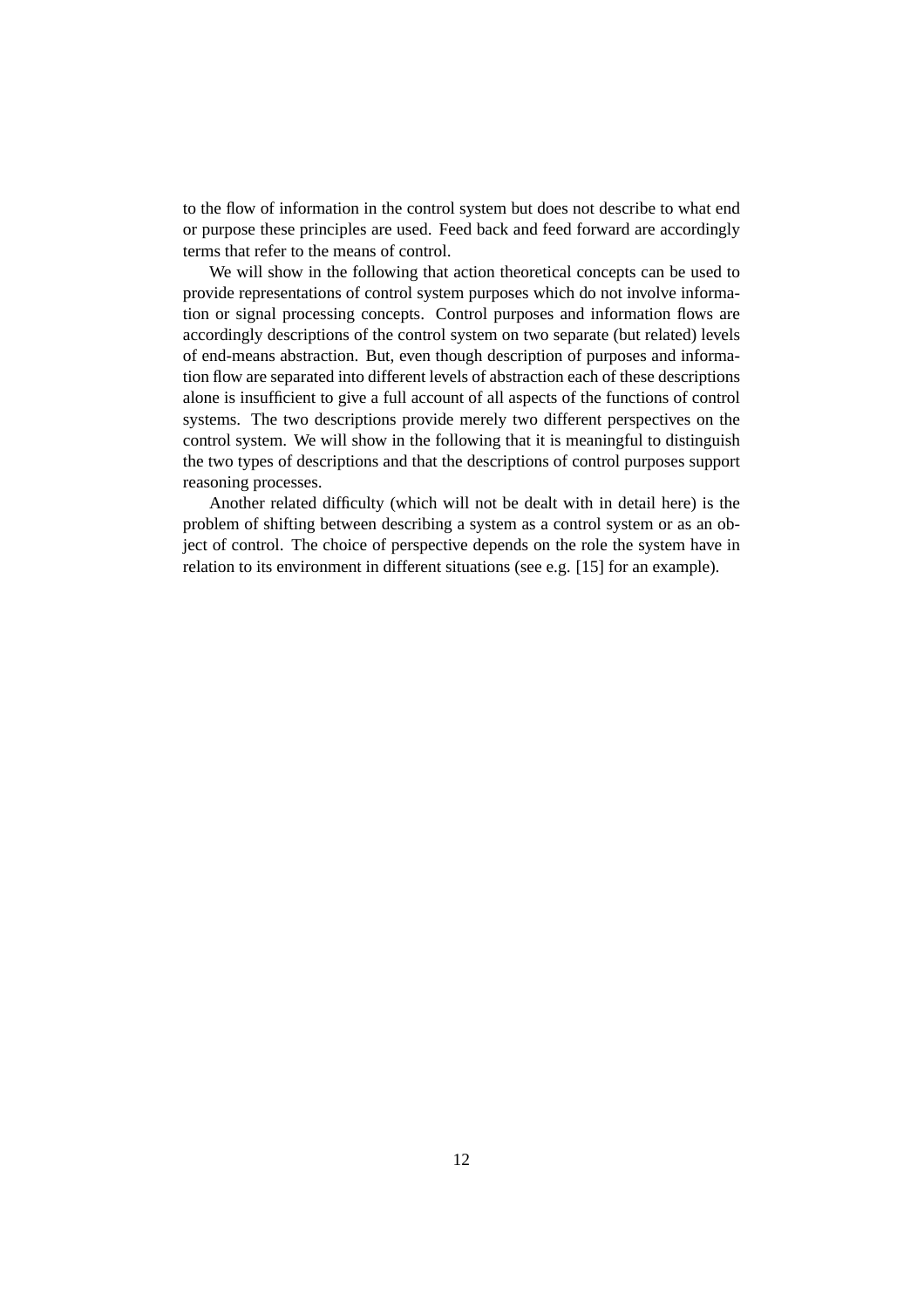to the flow of information in the control system but does not describe to what end or purpose these principles are used. Feed back and feed forward are accordingly terms that refer to the means of control.

We will show in the following that action theoretical concepts can be used to provide representations of control system purposes which do not involve information or signal processing concepts. Control purposes and information flows are accordingly descriptions of the control system on two separate (but related) levels of end-means abstraction. But, even though description of purposes and information flow are separated into different levels of abstraction each of these descriptions alone is insufficient to give a full account of all aspects of the functions of control systems. The two descriptions provide merely two different perspectives on the control system. We will show in the following that it is meaningful to distinguish the two types of descriptions and that the descriptions of control purposes support reasoning processes.

Another related difficulty (which will not be dealt with in detail here) is the problem of shifting between describing a system as a control system or as an object of control. The choice of perspective depends on the role the system have in relation to its environment in different situations (see e.g. [15] for an example).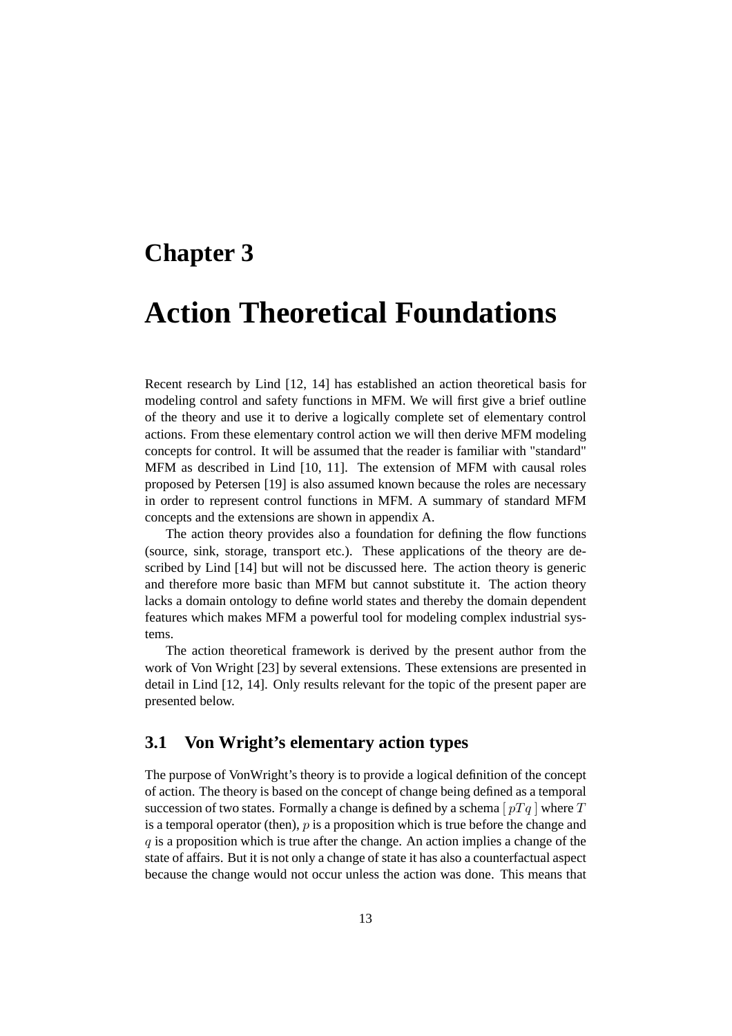# Chapter 3

# Action Theoretical Foundations

Recent research by Lind [12, 14] has established an action theoretical basis for modeling control and safety functions in MFM. We will first give a brief outline of the theory and use it to derive a logically complete set of elementary control actions. From these elementary control action we will then derive MFM modeling concepts for control. It will be assumed that the reader is familiar with "standard" MFM as described in Lind [10, 11]. The extension of MFM with causal roles proposed by Petersen [19] is also assumed known because the roles are necessary in order to represent control functions in MFM. A summary of standard MFM concepts and the extensions are shown in appendix A.

The action theory provides also a foundation for defining the flow functions (source, sink, storage, transport etc.). These applications of the theory are described by Lind [14] but will not be discussed here. The action theory is generic and therefore more basic than MFM but cannot substitute it. The action theory lacks a domain ontology to define world states and thereby the domain dependent features which makes MFM a powerful tool for modeling complex industrial systems.

The action theoretical framework is derived by the present author from the work of Von Wright [23] by several extensions. These extensions are presented in detail in Lind [12, 14]. Only results relevant for the topic of the present paper are presented below.

## 3.1 Von Wright's elementary action types

The purpose of VonWright's theory is to provide a logical definition of the concept of action. The theory is based on the concept of change being defined as a temporal succession of two states. Formally a change is defined by a schema $[\, pTq \,]$ where $T$ is a temporal operator (then), $p$ is a proposition which is true before the change and $q$ is a proposition which is true after the change. An action implies a change of the state of affairs. But it is not only a change of state it has also a counterfactual aspect because the change would not occur unless the action was done. This means that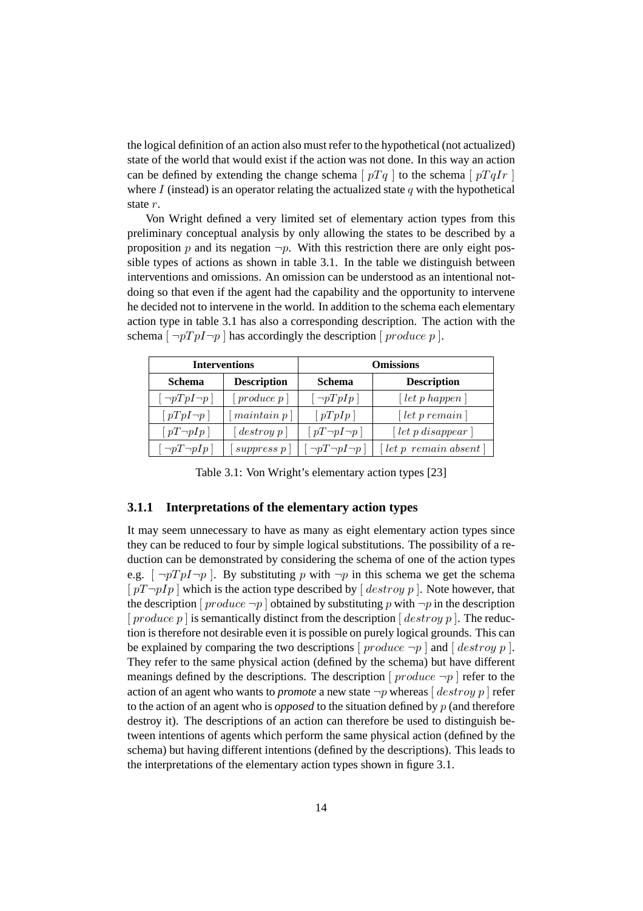the logical definition of an action also must refer to the hypothetical (not actualized) state of the world that would exist if the action was not done. In this way an action can be defined by extending the change schema $[\ pTq\ ]$ to the schema $[\ pTqIr\ ]$ where $I$ (instead) is an operator relating the actualized state $q$ with the hypothetical state $r$.

Von Wright defined a very limited set of elementary action types from this preliminary conceptual analysis by only allowing the states to be described by a proposition $p$ and its negation $\neg p$. With this restriction there are only eight possible types of actions as shown in table 3.1. In the table we distinguish between interventions and omissions. An omission can be understood as an intentional not-doing so that even if the agent had the capability and the opportunity to intervene he decided not to intervene in the world. In addition to the schema each elementary action type in table 3.1 has also a corresponding description. The action with the schema $[\ \neg pTpI\neg p\ ]$ has accordingly the description $[\ produce\ p\ ]$.

| **Interventions** | | **Omissions** | |
|---|---|---|---|
| **Schema** | **Description** | **Schema** | **Description** |
| $[\ \neg pTpI\neg p\ ]$ | $[\ produce\ p\ ]$ | $[\ \neg pTpIp\ ]$ | $[\ let\ p\ happen\ ]$ |
| $[\ pTpI\neg p\ ]$ | $[\ maintain\ p\ ]$ | $[\ pTpIp\ ]$ | $[\ let\ p\ remain\ ]$ |
| $[\ pT\neg pIp\ ]$ | $[\ destroy\ p\ ]$ | $[\ pT\neg pI\neg p\ ]$ | $[\ let\ p\ disappear\ ]$ |
| $[\ \neg pT\neg pIp\ ]$ | $[\ suppress\ p\ ]$ | $[\ \neg pT\neg pI\neg p\ ]$ | $[\ let\ p\ \ remain\ absent\ ]$ |

Table 3.1: Von Wright's elementary action types [23]

### 3.1.1 Interpretations of the elementary action types

It may seem unnecessary to have as many as eight elementary action types since they can be reduced to four by simple logical substitutions. The possibility of a reduction can be demonstrated by considering the schema of one of the action types e.g. $[\ \neg pTpI\neg p\ ]$. By substituting $p$ with $\neg p$ in this schema we get the schema $[\ pT\neg pIp\ ]$ which is the action type described by $[\ destroy\ p\ ]$. Note however, that the description $[\ produce\ \neg p\ ]$ obtained by substituting $p$ with $\neg p$ in the description $[\ produce\ p\ ]$ is semantically distinct from the description $[\ destroy\ p\ ]$. The reduction is therefore not desirable even it is possible on purely logical grounds. This can be explained by comparing the two descriptions $[\ produce\ \neg p\ ]$ and $[\ destroy\ p\ ]$. They refer to the same physical action (defined by the schema) but have different meanings defined by the descriptions. The description $[\ produce\ \neg p\ ]$ refer to the action of an agent who wants to *promote* a new state $\neg p$ whereas $[\ destroy\ p\ ]$ refer to the action of an agent who is *opposed* to the situation defined by $p$ (and therefore destroy it). The descriptions of an action can therefore be used to distinguish between intentions of agents which perform the same physical action (defined by the schema) but having different intentions (defined by the descriptions). This leads to the interpretations of the elementary action types shown in figure 3.1.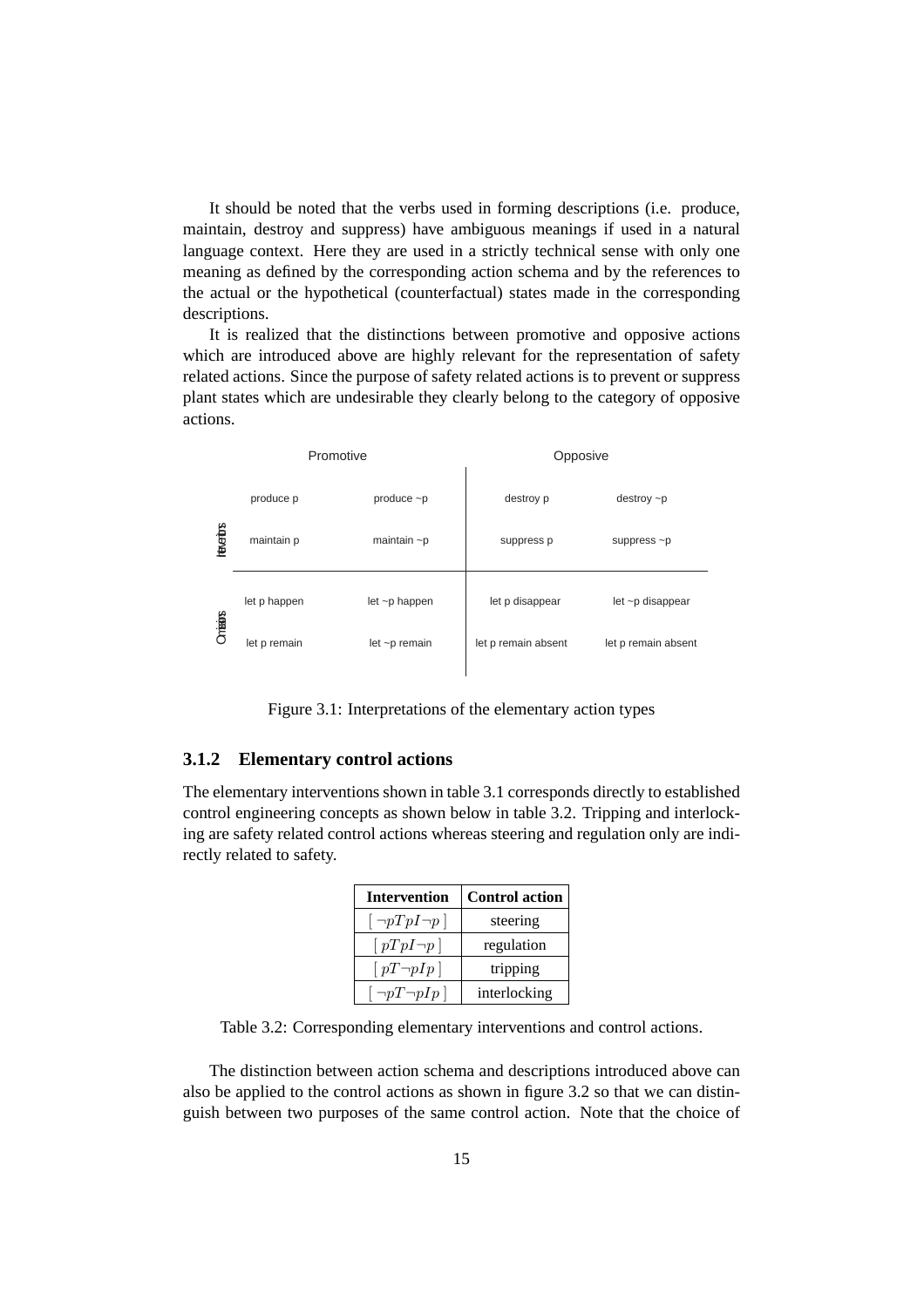It should be noted that the verbs used in forming descriptions (i.e. produce, maintain, destroy and suppress) have ambiguous meanings if used in a natural language context. Here they are used in a strictly technical sense with only one meaning as defined by the corresponding action schema and by the references to the actual or the hypothetical (counterfactual) states made in the corresponding descriptions.

It is realized that the distinctions between promotive and opposive actions which are introduced above are highly relevant for the representation of safety related actions. Since the purpose of safety related actions is to prevent or suppress plant states which are undesirable they clearly belong to the category of opposive actions.

| | Promotive | | Opposive | |
|---|---|---|---|---|
| Interventions | produce p | produce ~p | destroy p | destroy ~p |
| | maintain p | maintain ~p | suppress p | suppress ~p |
| Omissions | let p happen | let ~p happen | let p disappear | let ~p disappear |
| | let p remain | let ~p remain | let p remain absent | let p remain absent |

Figure 3.1: Interpretations of the elementary action types

### 3.1.2 Elementary control actions

The elementary interventions shown in table 3.1 corresponds directly to established control engineering concepts as shown below in table 3.2. Tripping and interlocking are safety related control actions whereas steering and regulation only are indirectly related to safety.

| Intervention | Control action |
|---|---|
| $[\neg pTpI\neg p]$ | steering |
| $[pTpI\neg p]$ | regulation |
| $[pT\neg pIp]$ | tripping |
| $[\neg pT\neg pIp]$ | interlocking |

Table 3.2: Corresponding elementary interventions and control actions.

The distinction between action schema and descriptions introduced above can also be applied to the control actions as shown in figure 3.2 so that we can distinguish between two purposes of the same control action. Note that the choice of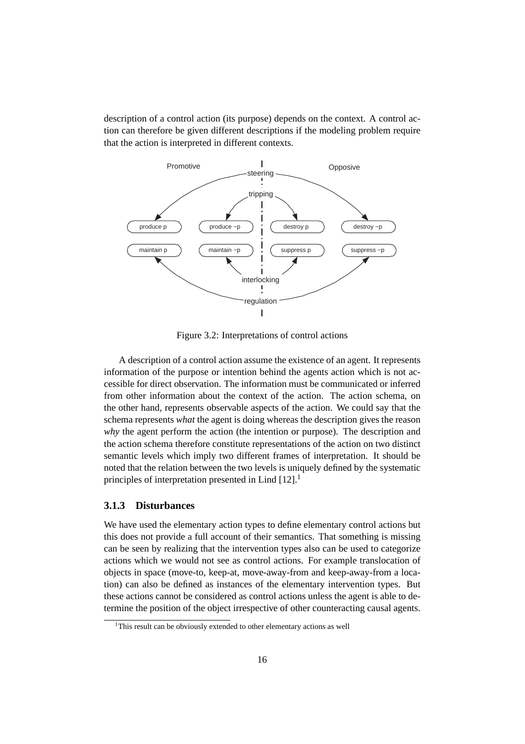description of a control action (its purpose) depends on the context. A control action can therefore be given different descriptions if the modeling problem require that the action is interpreted in different contexts.

Figure 3.2: Interpretations of control actions

A description of a control action assume the existence of an agent. It represents information of the purpose or intention behind the agents action which is not accessible for direct observation. The information must be communicated or inferred from other information about the context of the action. The action schema, on the other hand, represents observable aspects of the action. We could say that the schema represents *what* the agent is doing whereas the description gives the reason *why* the agent perform the action (the intention or purpose). The description and the action schema therefore constitute representations of the action on two distinct semantic levels which imply two different frames of interpretation. It should be noted that the relation between the two levels is uniquely defined by the systematic principles of interpretation presented in Lind [12].[1]

### 3.1.3 Disturbances

We have used the elementary action types to define elementary control actions but this does not provide a full account of their semantics. That something is missing can be seen by realizing that the intervention types also can be used to categorize actions which we would not see as control actions. For example translocation of objects in space (move-to, keep-at, move-away-from and keep-away-from a location) can also be defined as instances of the elementary intervention types. But these actions cannot be considered as control actions unless the agent is able to determine the position of the object irrespective of other counteracting causal agents.

[1] This result can be obviously extended to other elementary actions as well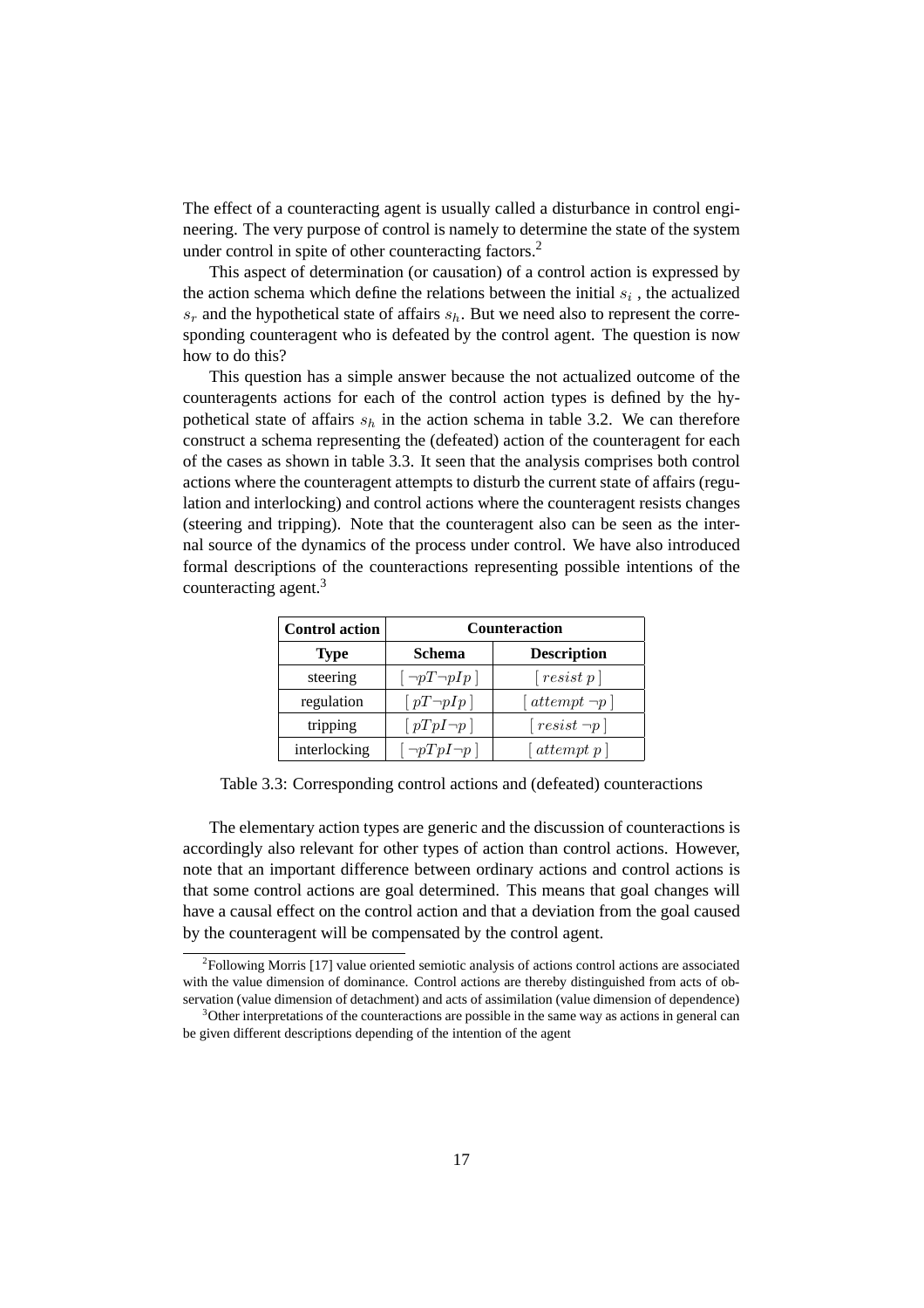The effect of a counteracting agent is usually called a disturbance in control engineering. The very purpose of control is namely to determine the state of the system under control in spite of other counteracting factors.[2]

This aspect of determination (or causation) of a control action is expressed by the action schema which define the relations between the initial $s_i$ , the actualized $s_r$ and the hypothetical state of affairs $s_h$. But we need also to represent the corresponding counteragent who is defeated by the control agent. The question is now how to do this?

This question has a simple answer because the not actualized outcome of the counteragents actions for each of the control action types is defined by the hypothetical state of affairs $s_h$ in the action schema in table 3.2. We can therefore construct a schema representing the (defeated) action of the counteragent for each of the cases as shown in table 3.3. It seen that the analysis comprises both control actions where the counteragent attempts to disturb the current state of affairs (regulation and interlocking) and control actions where the counteragent resists changes (steering and tripping). Note that the counteragent also can be seen as the internal source of the dynamics of the process under control. We have also introduced formal descriptions of the counteractions representing possible intentions of the counteracting agent.[3]

| **Control action** | **Counteraction** | |
|---|---|---|
| **Type** | **Schema** | **Description** |
| steering | $[\neg pT\neg pIp]$ | $[resist\ p]$ |
| regulation | $[pT\neg pIp]$ | $[attempt\ \neg p]$ |
| tripping | $[pTpI\neg p]$ | $[resist\ \neg p]$ |
| interlocking | $[\neg pTpI\neg p]$ | $[attempt\ p]$ |

Table 3.3: Corresponding control actions and (defeated) counteractions

The elementary action types are generic and the discussion of counteractions is accordingly also relevant for other types of action than control actions. However, note that an important difference between ordinary actions and control actions is that some control actions are goal determined. This means that goal changes will have a causal effect on the control action and that a deviation from the goal caused by the counteragent will be compensated by the control agent.

[2] Following Morris [17] value oriented semiotic analysis of actions control actions are associated with the value dimension of dominance. Control actions are thereby distinguished from acts of observation (value dimension of detachment) and acts of assimilation (value dimension of dependence)

[3] Other interpretations of the counteractions are possible in the same way as actions in general can be given different descriptions depending of the intention of the agent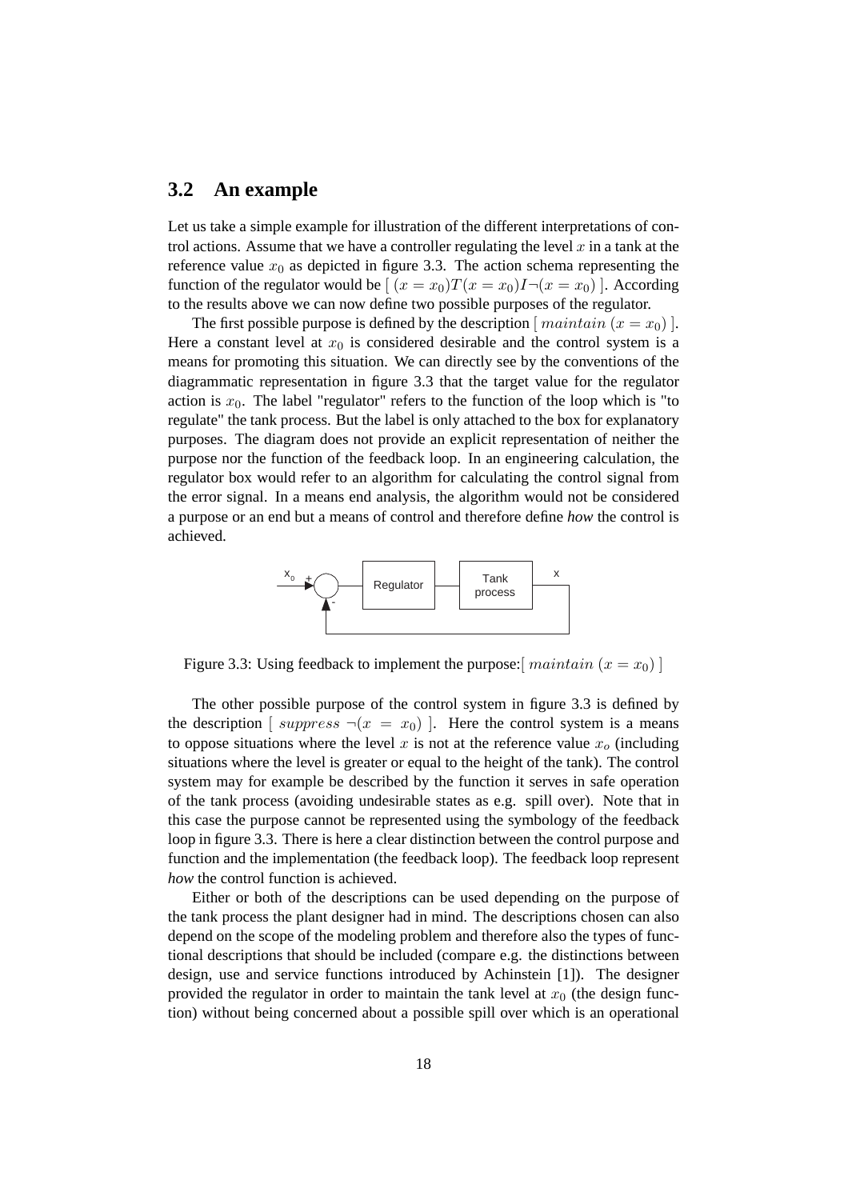## 3.2 An example

Let us take a simple example for illustration of the different interpretations of control actions. Assume that we have a controller regulating the level $x$ in a tank at the reference value $x_0$ as depicted in figure 3.3. The action schema representing the function of the regulator would be [ $(x = x_0)T(x = x_0)I\neg(x = x_0)$ ]. According to the results above we can now define two possible purposes of the regulator.

The first possible purpose is defined by the description [ $maintain\ (x = x_0)$ ]. Here a constant level at $x_0$ is considered desirable and the control system is a means for promoting this situation. We can directly see by the conventions of the diagrammatic representation in figure 3.3 that the target value for the regulator action is $x_0$. The label "regulator" refers to the function of the loop which is "to regulate" the tank process. But the label is only attached to the box for explanatory purposes. The diagram does not provide an explicit representation of neither the purpose nor the function of the feedback loop. In an engineering calculation, the regulator box would refer to an algorithm for calculating the control signal from the error signal. In a means end analysis, the algorithm would not be considered a purpose or an end but a means of control and therefore define *how* the control is achieved.

Figure 3.3: Using feedback to implement the purpose:[ $maintain\ (x = x_0)$ ]

The other possible purpose of the control system in figure 3.3 is defined by the description [ $suppress\ \neg(x = x_0)$ ]. Here the control system is a means to oppose situations where the level $x$ is not at the reference value $x_o$ (including situations where the level is greater or equal to the height of the tank). The control system may for example be described by the function it serves in safe operation of the tank process (avoiding undesirable states as e.g. spill over). Note that in this case the purpose cannot be represented using the symbology of the feedback loop in figure 3.3. There is here a clear distinction between the control purpose and function and the implementation (the feedback loop). The feedback loop represent *how* the control function is achieved.

Either or both of the descriptions can be used depending on the purpose of the tank process the plant designer had in mind. The descriptions chosen can also depend on the scope of the modeling problem and therefore also the types of functional descriptions that should be included (compare e.g. the distinctions between design, use and service functions introduced by Achinstein [1]). The designer provided the regulator in order to maintain the tank level at $x_0$ (the design function) without being concerned about a possible spill over which is an operational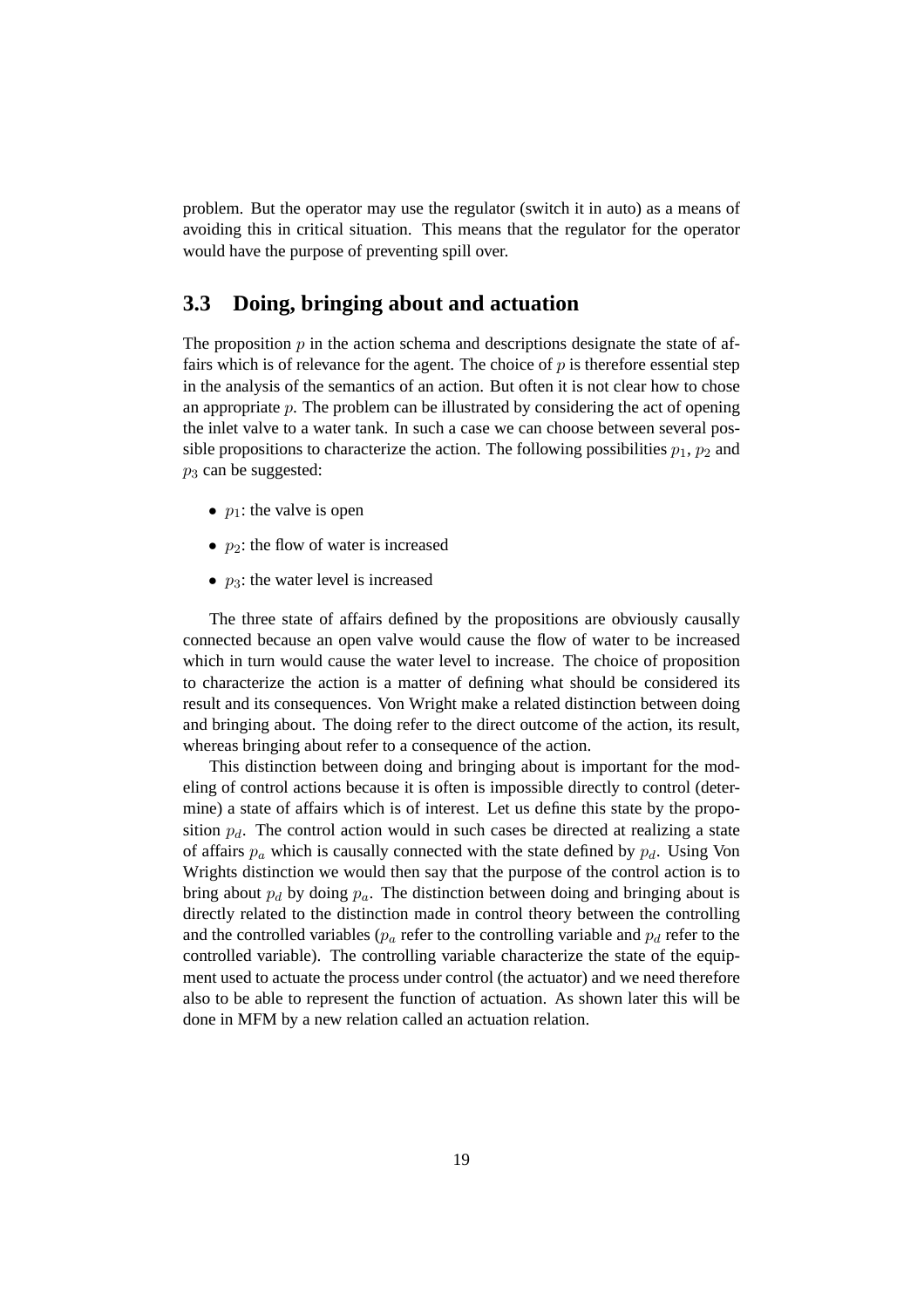problem. But the operator may use the regulator (switch it in auto) as a means of avoiding this in critical situation. This means that the regulator for the operator would have the purpose of preventing spill over.

## 3.3 Doing, bringing about and actuation

The proposition $p$ in the action schema and descriptions designate the state of affairs which is of relevance for the agent. The choice of $p$ is therefore essential step in the analysis of the semantics of an action. But often it is not clear how to chose an appropriate $p$. The problem can be illustrated by considering the act of opening the inlet valve to a water tank. In such a case we can choose between several possible propositions to characterize the action. The following possibilities $p_1$, $p_2$ and $p_3$ can be suggested:

- $p_1$: the valve is open
- $p_2$: the flow of water is increased
- $p_3$: the water level is increased

The three state of affairs defined by the propositions are obviously causally connected because an open valve would cause the flow of water to be increased which in turn would cause the water level to increase. The choice of proposition to characterize the action is a matter of defining what should be considered its result and its consequences. Von Wright make a related distinction between doing and bringing about. The doing refer to the direct outcome of the action, its result, whereas bringing about refer to a consequence of the action.

This distinction between doing and bringing about is important for the modeling of control actions because it is often is impossible directly to control (determine) a state of affairs which is of interest. Let us define this state by the proposition $p_d$. The control action would in such cases be directed at realizing a state of affairs $p_a$ which is causally connected with the state defined by $p_d$. Using Von Wrights distinction we would then say that the purpose of the control action is to bring about $p_d$ by doing $p_a$. The distinction between doing and bringing about is directly related to the distinction made in control theory between the controlling and the controlled variables ($p_a$ refer to the controlling variable and $p_d$ refer to the controlled variable). The controlling variable characterize the state of the equipment used to actuate the process under control (the actuator) and we need therefore also to be able to represent the function of actuation. As shown later this will be done in MFM by a new relation called an actuation relation.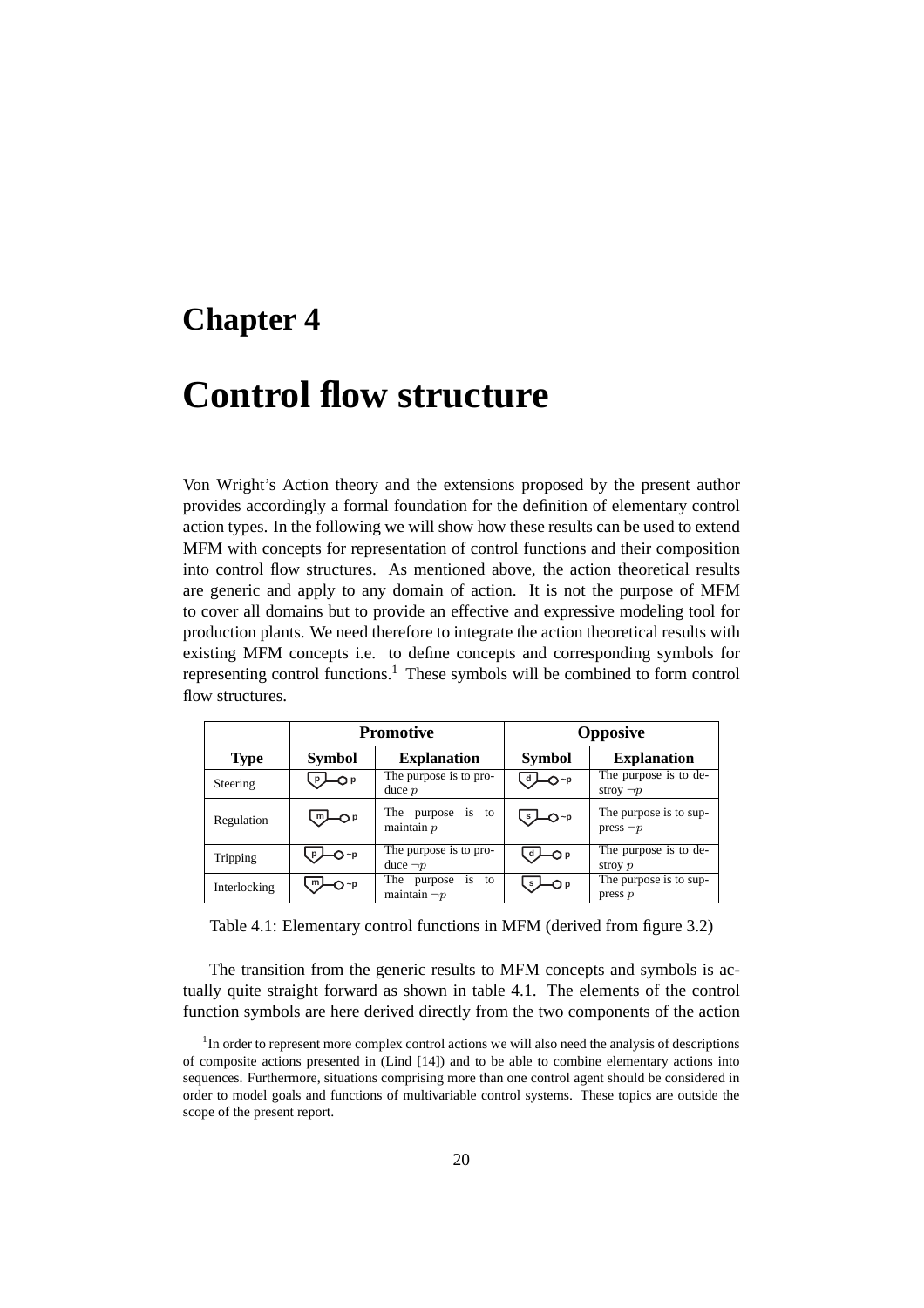# Chapter 4

# Control flow structure

Von Wright's Action theory and the extensions proposed by the present author provides accordingly a formal foundation for the definition of elementary control action types. In the following we will show how these results can be used to extend MFM with concepts for representation of control functions and their composition into control flow structures. As mentioned above, the action theoretical results are generic and apply to any domain of action. It is not the purpose of MFM to cover all domains but to provide an effective and expressive modeling tool for production plants. We need therefore to integrate the action theoretical results with existing MFM concepts i.e. to define concepts and corresponding symbols for representing control functions.[1] These symbols will be combined to form control flow structures.

| | Promotive | | Opposive | |
|---|---|---|---|---|
| **Type** | **Symbol** | **Explanation** | **Symbol** | **Explanation** |
| Steering | p —○ p | The purpose is to produce $p$ | d —○ ¬p | The purpose is to destroy $\neg p$ |
| Regulation | m —○ p | The purpose is to maintain $p$ | s —○ ¬p | The purpose is to suppress $\neg p$ |
| Tripping | p —○ ¬p | The purpose is to produce $\neg p$ | d —○ p | The purpose is to destroy $p$ |
| Interlocking | m —○ ¬p | The purpose is to maintain $\neg p$ | s —○ p | The purpose is to suppress $p$ |

Table 4.1: Elementary control functions in MFM (derived from figure 3.2)

The transition from the generic results to MFM concepts and symbols is actually quite straight forward as shown in table 4.1. The elements of the control function symbols are here derived directly from the two components of the action

[1] In order to represent more complex control actions we will also need the analysis of descriptions of composite actions presented in (Lind [14]) and to be able to combine elementary actions into sequences. Furthermore, situations comprising more than one control agent should be considered in order to model goals and functions of multivariable control systems. These topics are outside the scope of the present report.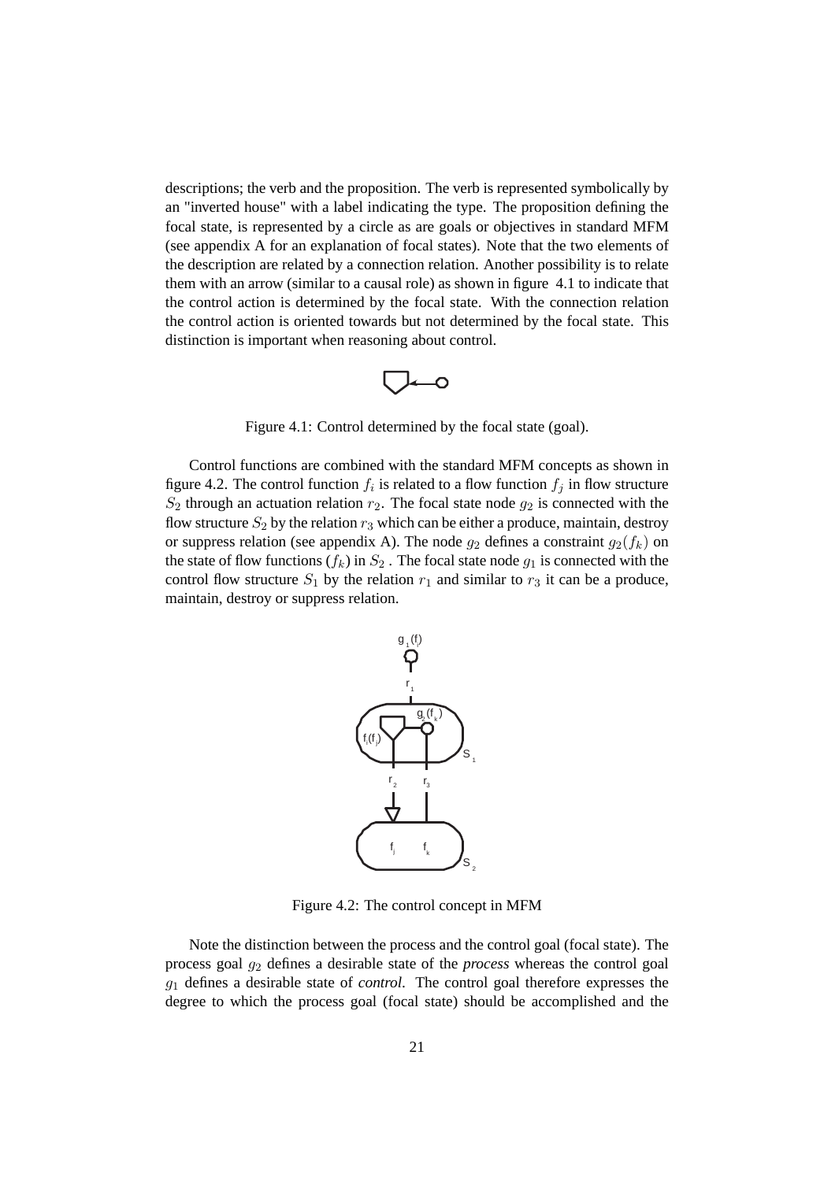descriptions; the verb and the proposition. The verb is represented symbolically by an "inverted house" with a label indicating the type. The proposition defining the focal state, is represented by a circle as are goals or objectives in standard MFM (see appendix A for an explanation of focal states). Note that the two elements of the description are related by a connection relation. Another possibility is to relate them with an arrow (similar to a causal role) as shown in figure 4.1 to indicate that the control action is determined by the focal state. With the connection relation the control action is oriented towards but not determined by the focal state. This distinction is important when reasoning about control.

Figure 4.1: Control determined by the focal state (goal).

Control functions are combined with the standard MFM concepts as shown in figure 4.2. The control function $f_i$ is related to a flow function $f_j$ in flow structure $S_2$ through an actuation relation $r_2$. The focal state node $g_2$ is connected with the flow structure $S_2$ by the relation $r_3$ which can be either a produce, maintain, destroy or suppress relation (see appendix A). The node $g_2$ defines a constraint $g_2(f_k)$ on the state of flow functions ($f_k$) in $S_2$ . The focal state node $g_1$ is connected with the control flow structure $S_1$ by the relation $r_1$ and similar to $r_3$ it can be a produce, maintain, destroy or suppress relation.

Figure 4.2: The control concept in MFM

Note the distinction between the process and the control goal (focal state). The process goal $g_2$ defines a desirable state of the *process* whereas the control goal $g_1$ defines a desirable state of *control*. The control goal therefore expresses the degree to which the process goal (focal state) should be accomplished and the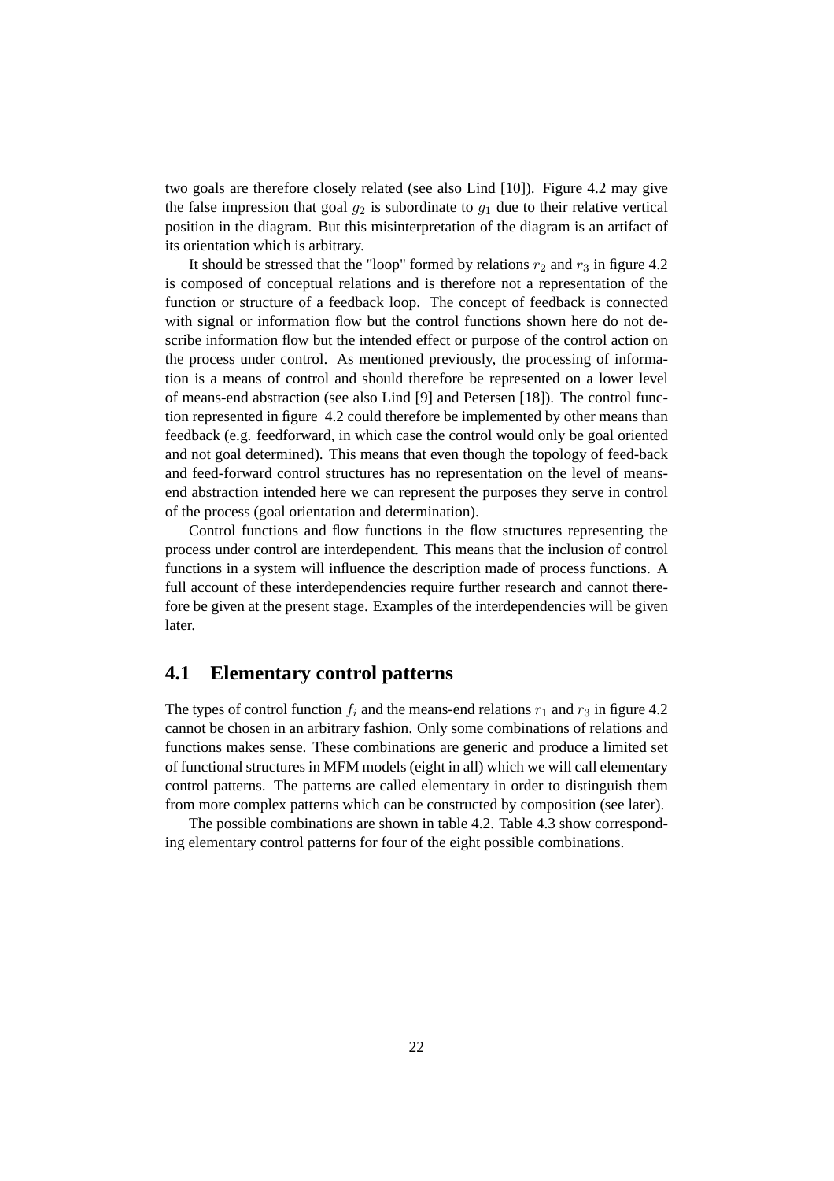two goals are therefore closely related (see also Lind [10]). Figure 4.2 may give the false impression that goal $g_2$ is subordinate to $g_1$ due to their relative vertical position in the diagram. But this misinterpretation of the diagram is an artifact of its orientation which is arbitrary.

It should be stressed that the "loop" formed by relations $r_2$ and $r_3$ in figure 4.2 is composed of conceptual relations and is therefore not a representation of the function or structure of a feedback loop. The concept of feedback is connected with signal or information flow but the control functions shown here do not describe information flow but the intended effect or purpose of the control action on the process under control. As mentioned previously, the processing of information is a means of control and should therefore be represented on a lower level of means-end abstraction (see also Lind [9] and Petersen [18]). The control function represented in figure 4.2 could therefore be implemented by other means than feedback (e.g. feedforward, in which case the control would only be goal oriented and not goal determined). This means that even though the topology of feed-back and feed-forward control structures has no representation on the level of means-end abstraction intended here we can represent the purposes they serve in control of the process (goal orientation and determination).

Control functions and flow functions in the flow structures representing the process under control are interdependent. This means that the inclusion of control functions in a system will influence the description made of process functions. A full account of these interdependencies require further research and cannot therefore be given at the present stage. Examples of the interdependencies will be given later.

## 4.1 Elementary control patterns

The types of control function $f_i$ and the means-end relations $r_1$ and $r_3$ in figure 4.2 cannot be chosen in an arbitrary fashion. Only some combinations of relations and functions makes sense. These combinations are generic and produce a limited set of functional structures in MFM models (eight in all) which we will call elementary control patterns. The patterns are called elementary in order to distinguish them from more complex patterns which can be constructed by composition (see later).

The possible combinations are shown in table 4.2. Table 4.3 show corresponding elementary control patterns for four of the eight possible combinations.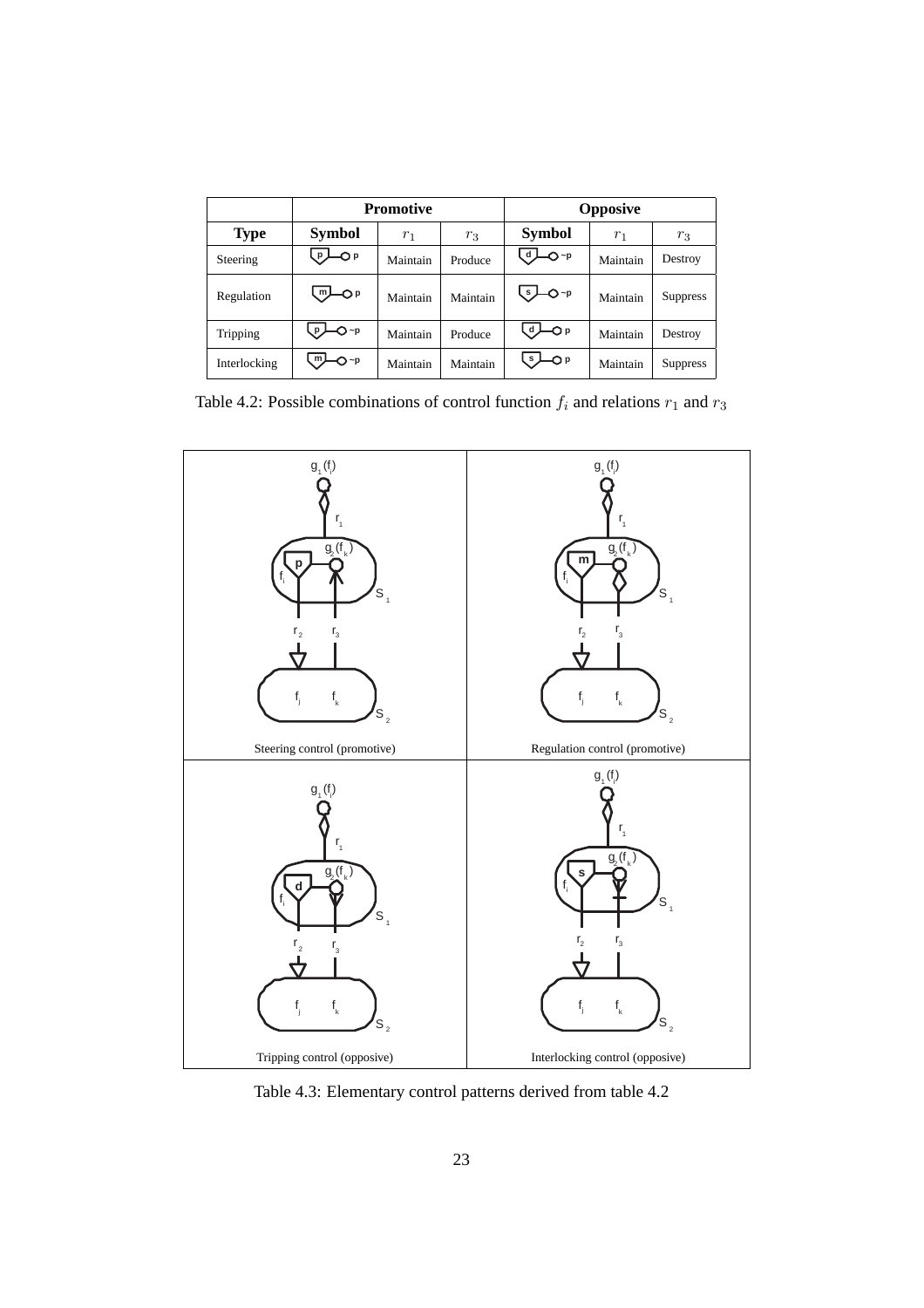| | Promotive | | | Opposive | | |
|---|---|---|---|---|---|---|
| **Type** | **Symbol** | $r_1$ | $r_3$ | **Symbol** | $r_1$ | $r_3$ |
| Steering | p —O p | Maintain | Produce | d —O ~p | Maintain | Destroy |
| Regulation | m —O p | Maintain | Maintain | s —O ~p | Maintain | Suppress |
| Tripping | p —O ~p | Maintain | Produce | d —O p | Maintain | Destroy |
| Interlocking | m —O ~p | Maintain | Maintain | s —O p | Maintain | Suppress |

Table 4.2: Possible combinations of control function $f_i$ and relations $r_1$ and $r_3$

| | |
|---|---|
| Steering control (promotive) | Regulation control (promotive) |
| Tripping control (opposive) | Interlocking control (opposive) |

Table 4.3: Elementary control patterns derived from table 4.2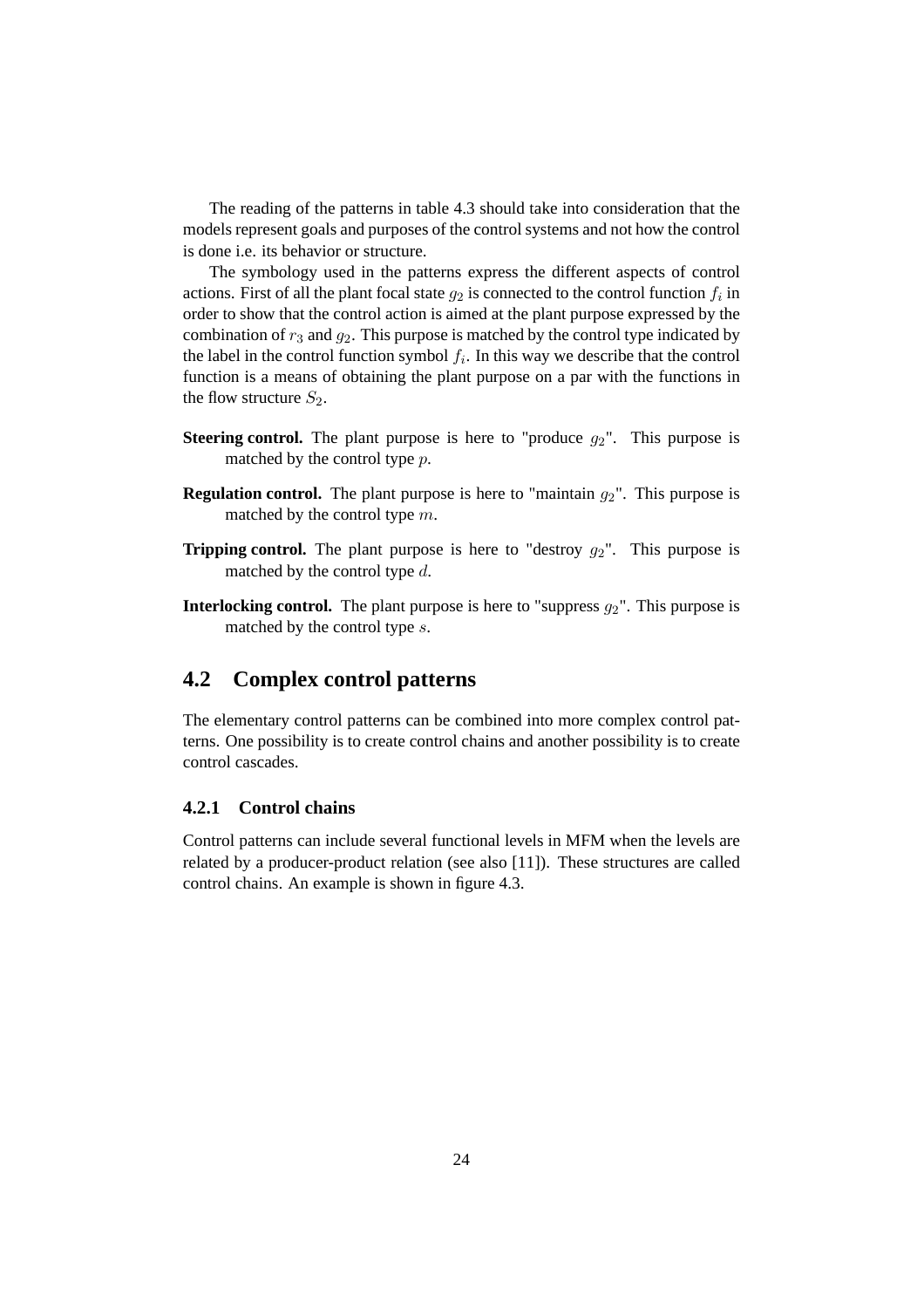The reading of the patterns in table 4.3 should take into consideration that the models represent goals and purposes of the control systems and not how the control is done i.e. its behavior or structure.

The symbology used in the patterns express the different aspects of control actions. First of all the plant focal state $g_2$ is connected to the control function $f_i$ in order to show that the control action is aimed at the plant purpose expressed by the combination of $r_3$ and $g_2$. This purpose is matched by the control type indicated by the label in the control function symbol $f_i$. In this way we describe that the control function is a means of obtaining the plant purpose on a par with the functions in the flow structure $S_2$.

**Steering control.** The plant purpose is here to "produce $g_2$". This purpose is matched by the control type $p$.

**Regulation control.** The plant purpose is here to "maintain $g_2$". This purpose is matched by the control type $m$.

**Tripping control.** The plant purpose is here to "destroy $g_2$". This purpose is matched by the control type $d$.

**Interlocking control.** The plant purpose is here to "suppress $g_2$". This purpose is matched by the control type $s$.

## 4.2 Complex control patterns

The elementary control patterns can be combined into more complex control patterns. One possibility is to create control chains and another possibility is to create control cascades.

### 4.2.1 Control chains

Control patterns can include several functional levels in MFM when the levels are related by a producer-product relation (see also [11]). These structures are called control chains. An example is shown in figure 4.3.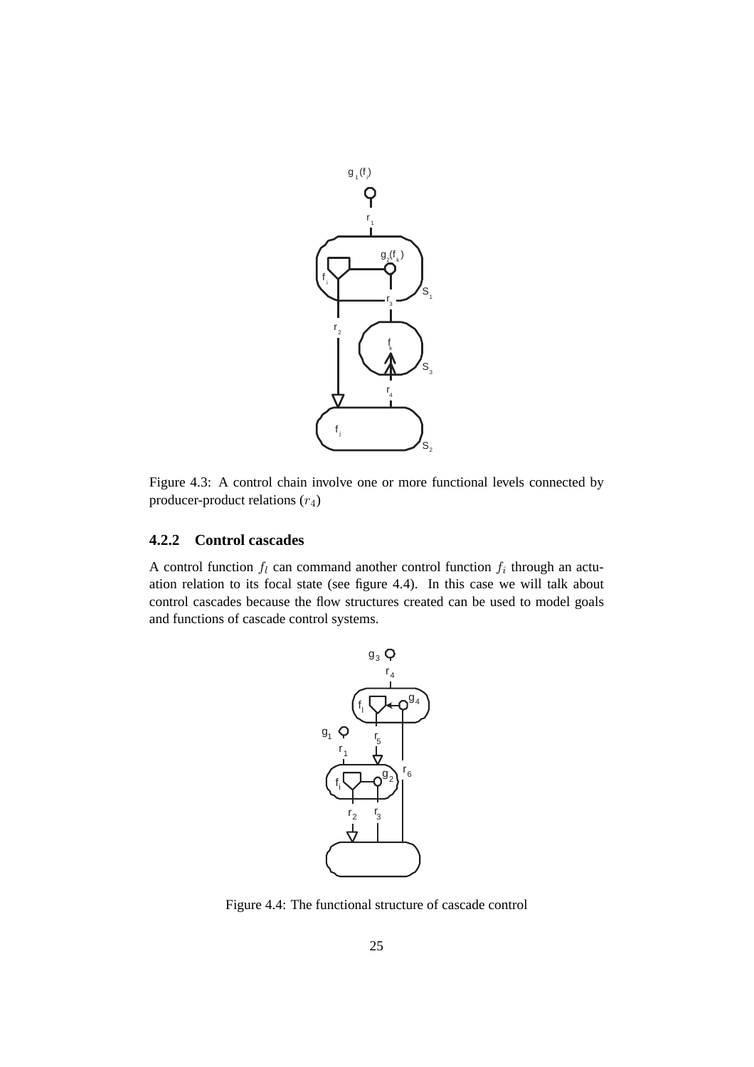Figure 4.3: A control chain involve one or more functional levels connected by producer-product relations ($r_4$)

### 4.2.2 Control cascades

A control function $f_l$ can command another control function $f_i$ through an actuation relation to its focal state (see figure 4.4). In this case we will talk about control cascades because the flow structures created can be used to model goals and functions of cascade control systems.

Figure 4.4: The functional structure of cascade control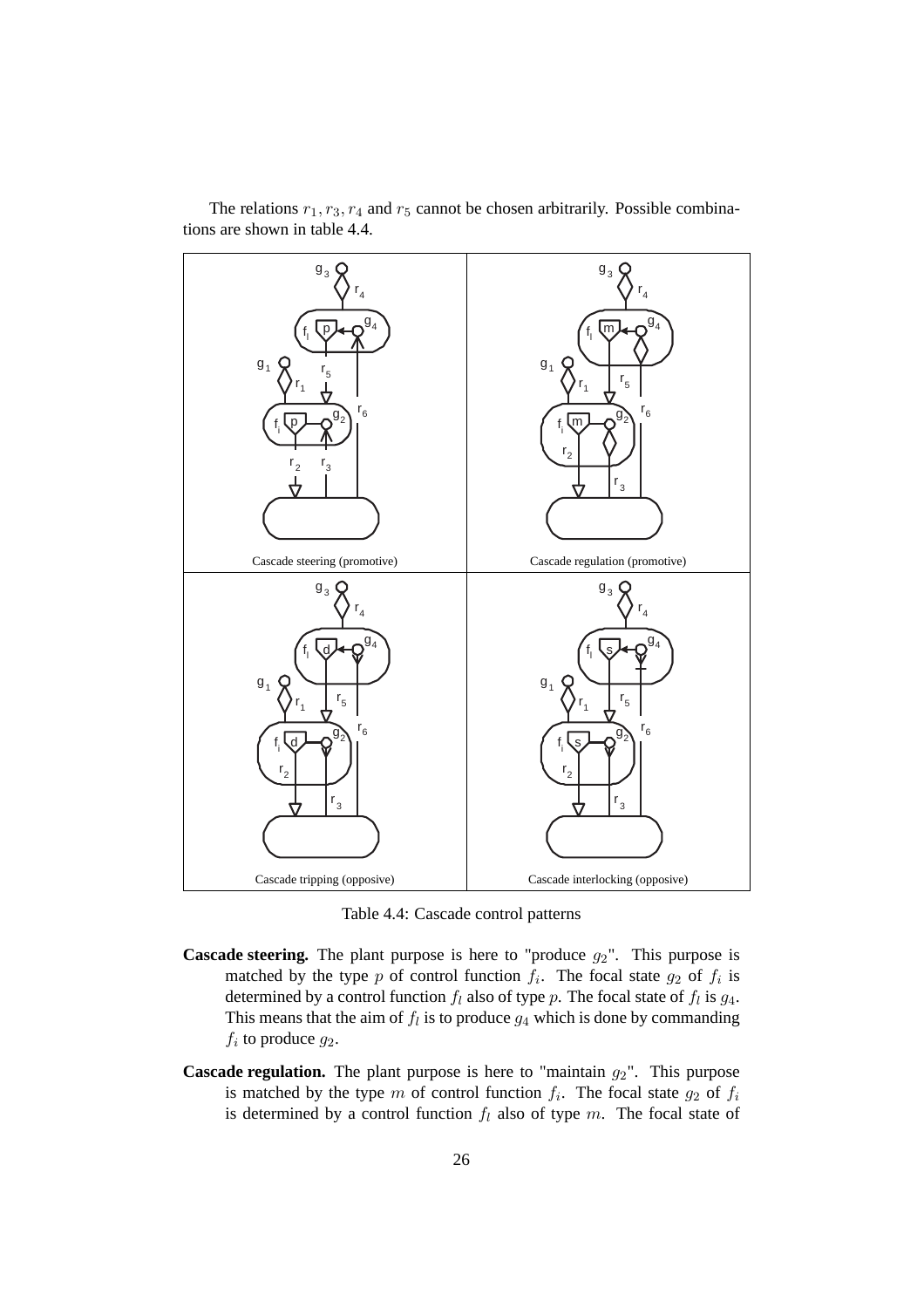The relations $r_1, r_3, r_4$ and $r_5$ cannot be chosen arbitrarily. Possible combinations are shown in table 4.4.

| Cascade steering (promotive) | Cascade regulation (promotive) |
|---|---|
| Cascade tripping (opposive) | Cascade interlocking (opposive) |

Table 4.4: Cascade control patterns

**Cascade steering.** The plant purpose is here to "produce $g_2$". This purpose is matched by the type $p$ of control function $f_i$. The focal state $g_2$ of $f_i$ is determined by a control function $f_l$ also of type $p$. The focal state of $f_l$ is $g_4$. This means that the aim of $f_l$ is to produce $g_4$ which is done by commanding $f_i$ to produce $g_2$.

**Cascade regulation.** The plant purpose is here to "maintain $g_2$". This purpose is matched by the type $m$ of control function $f_i$. The focal state $g_2$ of $f_i$ is determined by a control function $f_l$ also of type $m$. The focal state of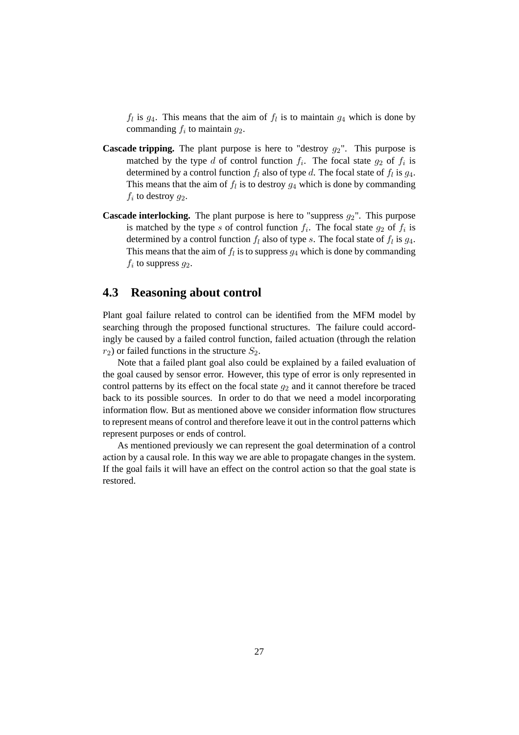$f_l$ is $g_4$. This means that the aim of $f_l$ is to maintain $g_4$ which is done by commanding $f_i$ to maintain $g_2$.

**Cascade tripping.** The plant purpose is here to "destroy $g_2$". This purpose is matched by the type $d$ of control function $f_i$. The focal state $g_2$ of $f_i$ is determined by a control function $f_l$ also of type $d$. The focal state of $f_l$ is $g_4$. This means that the aim of $f_l$ is to destroy $g_4$ which is done by commanding $f_i$ to destroy $g_2$.

**Cascade interlocking.** The plant purpose is here to "suppress $g_2$". This purpose is matched by the type $s$ of control function $f_i$. The focal state $g_2$ of $f_i$ is determined by a control function $f_l$ also of type $s$. The focal state of $f_l$ is $g_4$. This means that the aim of $f_l$ is to suppress $g_4$ which is done by commanding $f_i$ to suppress $g_2$.

## 4.3 Reasoning about control

Plant goal failure related to control can be identified from the MFM model by searching through the proposed functional structures. The failure could accordingly be caused by a failed control function, failed actuation (through the relation $r_2$) or failed functions in the structure $S_2$.

Note that a failed plant goal also could be explained by a failed evaluation of the goal caused by sensor error. However, this type of error is only represented in control patterns by its effect on the focal state $g_2$ and it cannot therefore be traced back to its possible sources. In order to do that we need a model incorporating information flow. But as mentioned above we consider information flow structures to represent means of control and therefore leave it out in the control patterns which represent purposes or ends of control.

As mentioned previously we can represent the goal determination of a control action by a causal role. In this way we are able to propagate changes in the system. If the goal fails it will have an effect on the control action so that the goal state is restored.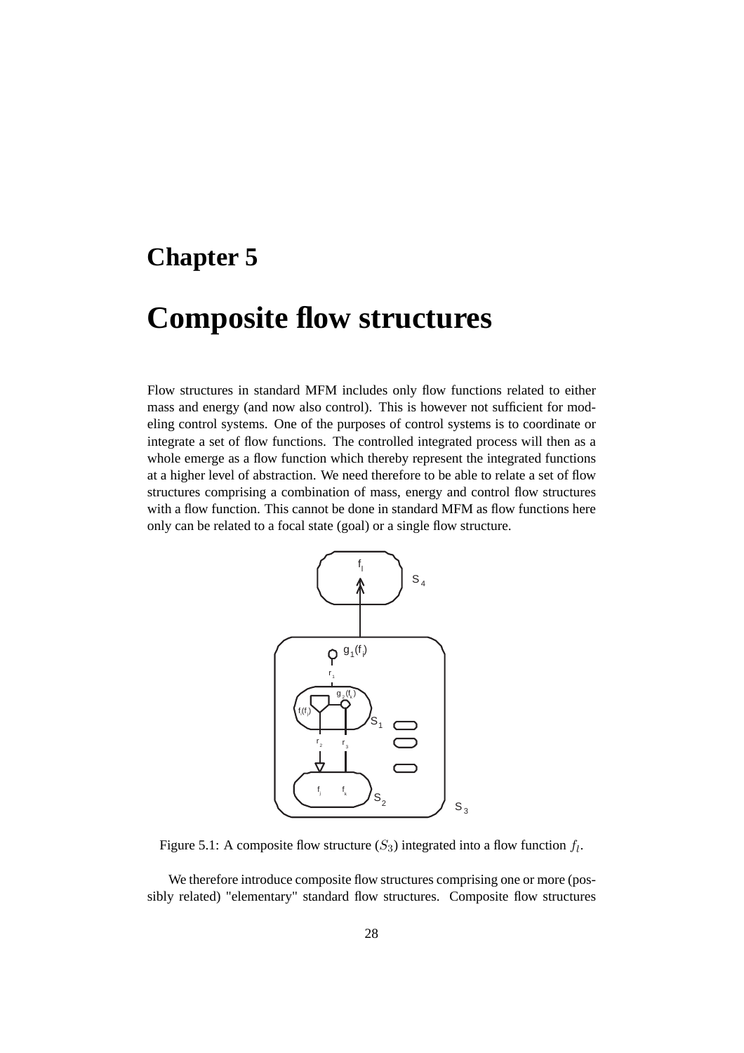# Chapter 5

# Composite flow structures

Flow structures in standard MFM includes only flow functions related to either mass and energy (and now also control). This is however not sufficient for modeling control systems. One of the purposes of control systems is to coordinate or integrate a set of flow functions. The controlled integrated process will then as a whole emerge as a flow function which thereby represent the integrated functions at a higher level of abstraction. We need therefore to be able to relate a set of flow structures comprising a combination of mass, energy and control flow structures with a flow function. This cannot be done in standard MFM as flow functions here only can be related to a focal state (goal) or a single flow structure.

Figure 5.1: A composite flow structure ($S_3$) integrated into a flow function $f_l$.

We therefore introduce composite flow structures comprising one or more (possibly related) "elementary" standard flow structures. Composite flow structures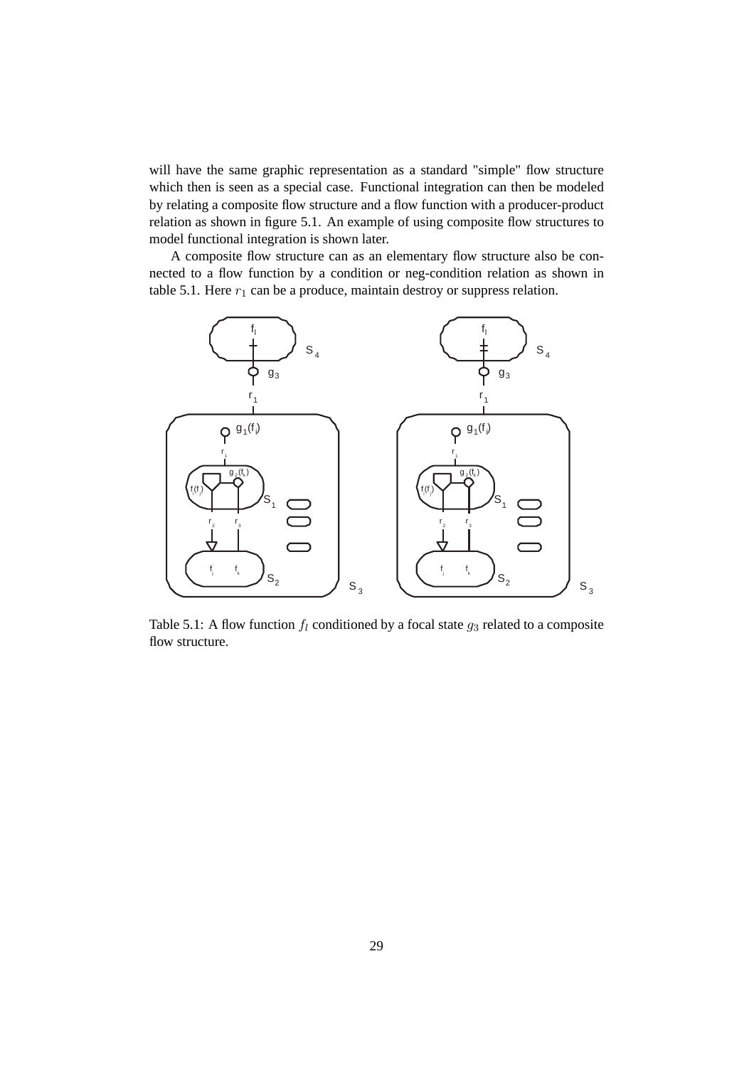will have the same graphic representation as a standard "simple" flow structure which then is seen as a special case. Functional integration can then be modeled by relating a composite flow structure and a flow function with a producer-product relation as shown in figure 5.1. An example of using composite flow structures to model functional integration is shown later.

A composite flow structure can as an elementary flow structure also be connected to a flow function by a condition or neg-condition relation as shown in table 5.1. Here $r_1$ can be a produce, maintain destroy or suppress relation.

Table 5.1: A flow function $f_l$ conditioned by a focal state $g_3$ related to a composite flow structure.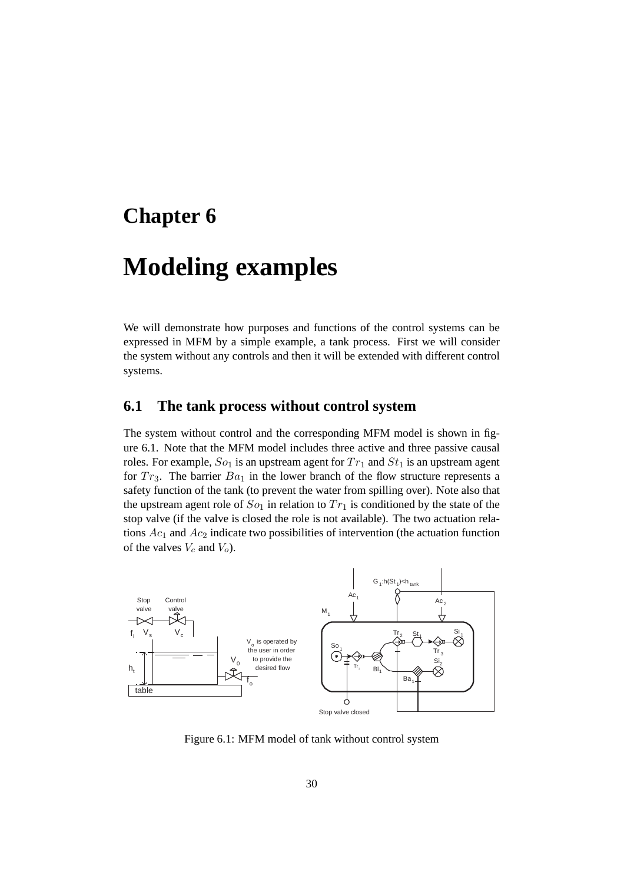# Chapter 6

# Modeling examples

We will demonstrate how purposes and functions of the control systems can be expressed in MFM by a simple example, a tank process. First we will consider the system without any controls and then it will be extended with different control systems.

## 6.1 The tank process without control system

The system without control and the corresponding MFM model is shown in figure 6.1. Note that the MFM model includes three active and three passive causal roles. For example, $So_1$ is an upstream agent for $Tr_1$ and $St_1$ is an upstream agent for $Tr_3$. The barrier $Ba_1$ in the lower branch of the flow structure represents a safety function of the tank (to prevent the water from spilling over). Note also that the upstream agent role of $So_1$ in relation to $Tr_1$ is conditioned by the state of the stop valve (if the valve is closed the role is not available). The two actuation relations $Ac_1$ and $Ac_2$ indicate two possibilities of intervention (the actuation function of the valves $V_c$ and $V_o$).

Figure 6.1: MFM model of tank without control system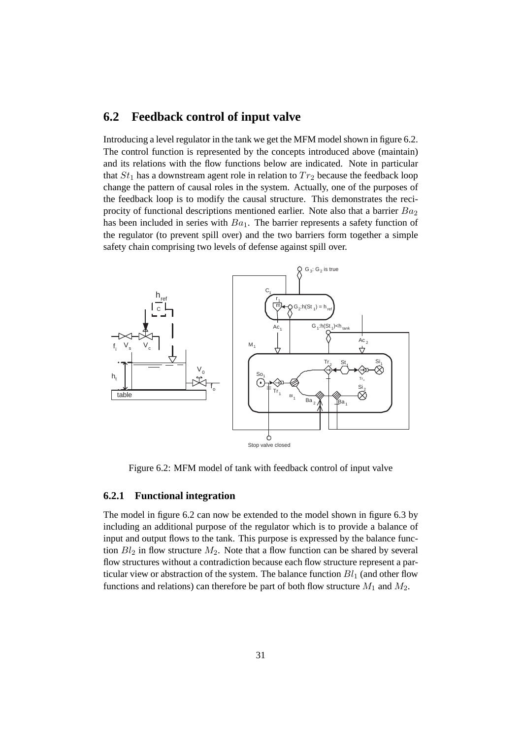## 6.2 Feedback control of input valve

Introducing a level regulator in the tank we get the MFM model shown in figure 6.2. The control function is represented by the concepts introduced above (maintain) and its relations with the flow functions below are indicated. Note in particular that $St_1$ has a downstream agent role in relation to $Tr_2$ because the feedback loop change the pattern of causal roles in the system. Actually, one of the purposes of the feedback loop is to modify the causal structure. This demonstrates the reciprocity of functional descriptions mentioned earlier. Note also that a barrier $Ba_2$ has been included in series with $Ba_1$. The barrier represents a safety function of the regulator (to prevent spill over) and the two barriers form together a simple safety chain comprising two levels of defense against spill over.

Figure 6.2: MFM model of tank with feedback control of input valve

### 6.2.1 Functional integration

The model in figure 6.2 can now be extended to the model shown in figure 6.3 by including an additional purpose of the regulator which is to provide a balance of input and output flows to the tank. This purpose is expressed by the balance function $Bl_2$ in flow structure $M_2$. Note that a flow function can be shared by several flow structures without a contradiction because each flow structure represent a particular view or abstraction of the system. The balance function $Bl_1$ (and other flow functions and relations) can therefore be part of both flow structure $M_1$ and $M_2$.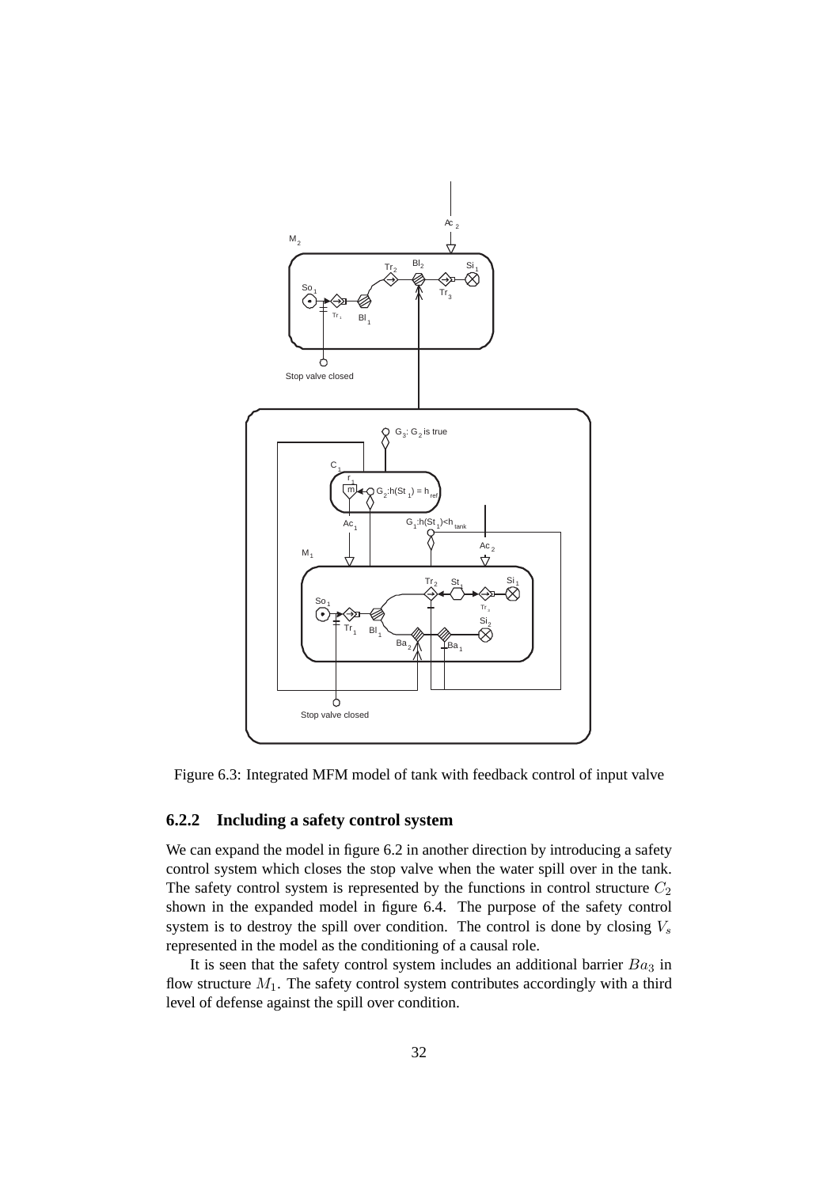Figure 6.3: Integrated MFM model of tank with feedback control of input valve

### 6.2.2 Including a safety control system

We can expand the model in figure 6.2 in another direction by introducing a safety control system which closes the stop valve when the water spill over in the tank. The safety control system is represented by the functions in control structure $C_2$ shown in the expanded model in figure 6.4. The purpose of the safety control system is to destroy the spill over condition. The control is done by closing $V_s$ represented in the model as the conditioning of a causal role.

It is seen that the safety control system includes an additional barrier $Ba_3$ in flow structure $M_1$. The safety control system contributes accordingly with a third level of defense against the spill over condition.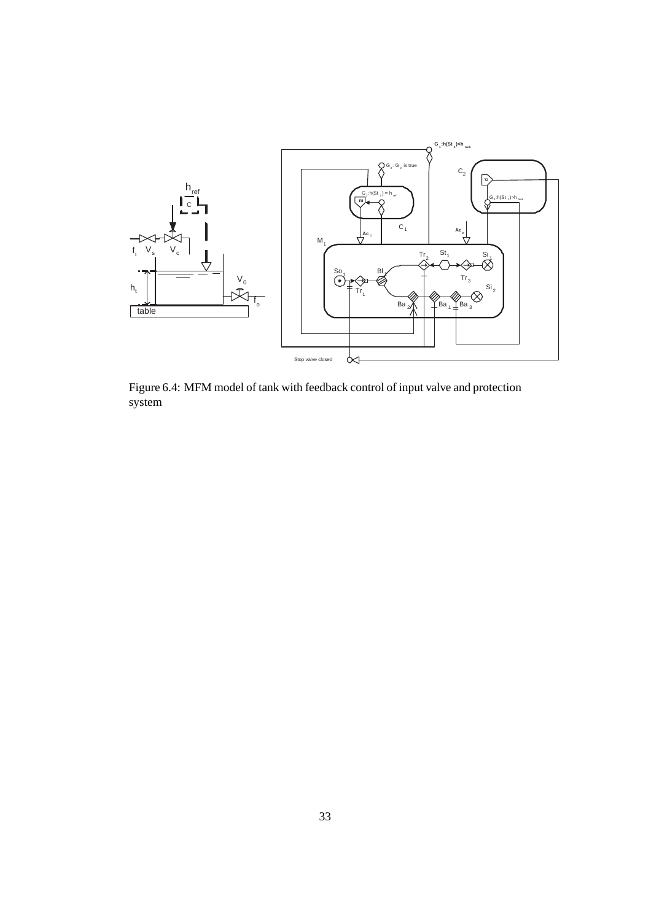Figure 6.4: MFM model of tank with feedback control of input valve and protection system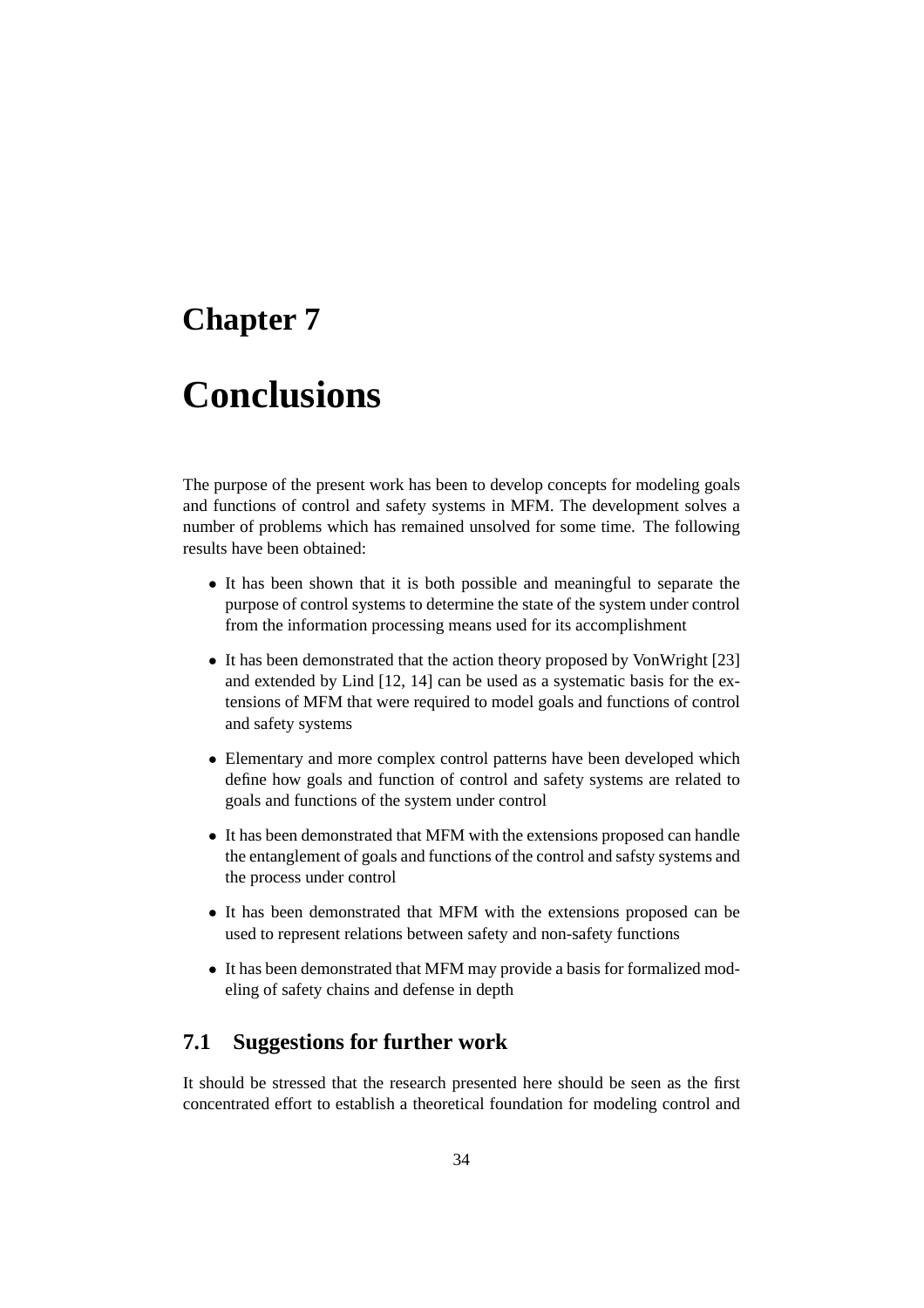# Chapter 7

# Conclusions

The purpose of the present work has been to develop concepts for modeling goals and functions of control and safety systems in MFM. The development solves a number of problems which has remained unsolved for some time. The following results have been obtained:

- It has been shown that it is both possible and meaningful to separate the purpose of control systems to determine the state of the system under control from the information processing means used for its accomplishment
- It has been demonstrated that the action theory proposed by VonWright [23] and extended by Lind [12, 14] can be used as a systematic basis for the extensions of MFM that were required to model goals and functions of control and safety systems
- Elementary and more complex control patterns have been developed which define how goals and function of control and safety systems are related to goals and functions of the system under control
- It has been demonstrated that MFM with the extensions proposed can handle the entanglement of goals and functions of the control and safsty systems and the process under control
- It has been demonstrated that MFM with the extensions proposed can be used to represent relations between safety and non-safety functions
- It has been demonstrated that MFM may provide a basis for formalized modeling of safety chains and defense in depth

## 7.1 Suggestions for further work

It should be stressed that the research presented here should be seen as the first concentrated effort to establish a theoretical foundation for modeling control and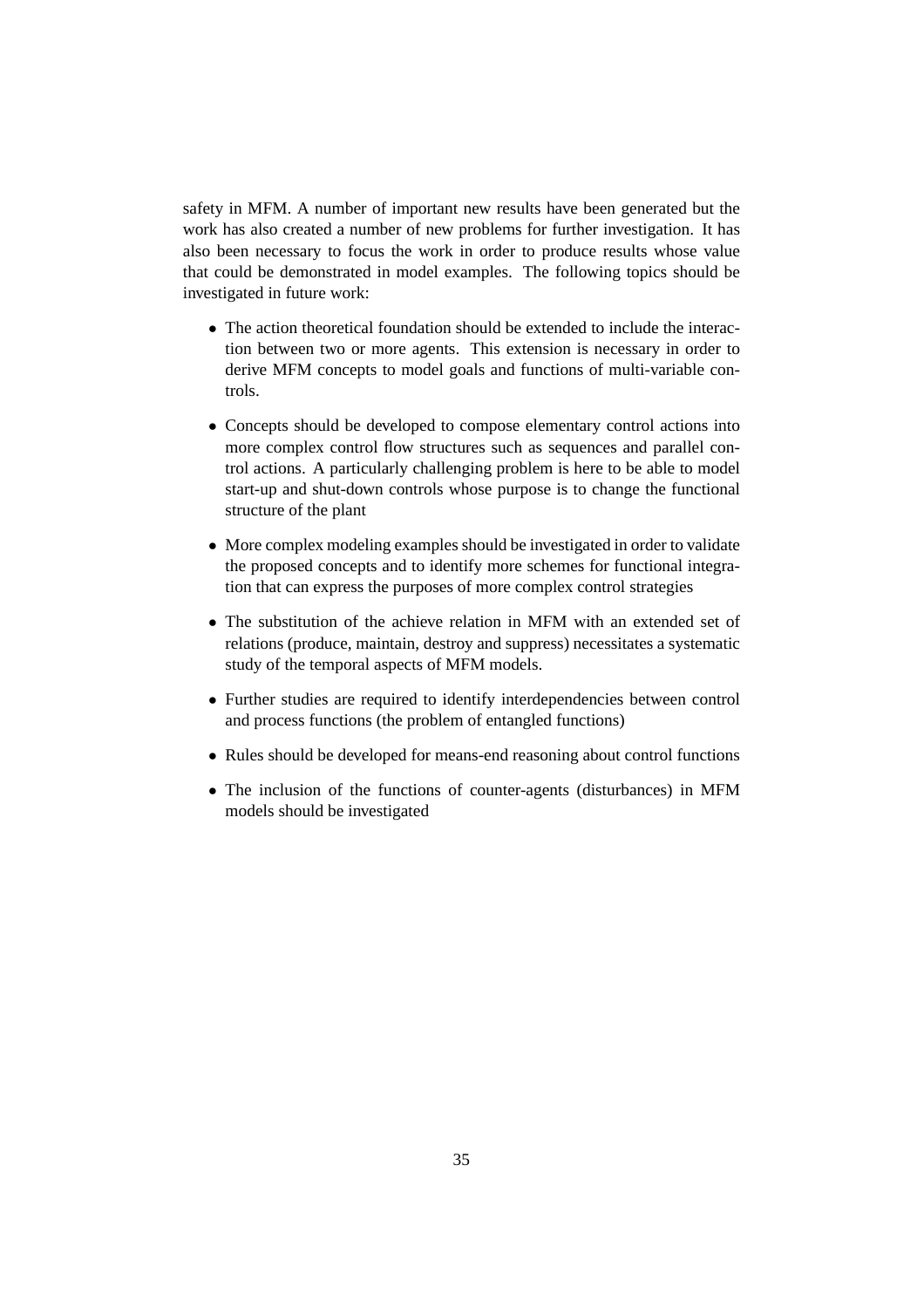safety in MFM. A number of important new results have been generated but the work has also created a number of new problems for further investigation. It has also been necessary to focus the work in order to produce results whose value that could be demonstrated in model examples. The following topics should be investigated in future work:

- The action theoretical foundation should be extended to include the interaction between two or more agents. This extension is necessary in order to derive MFM concepts to model goals and functions of multi-variable controls.
- Concepts should be developed to compose elementary control actions into more complex control flow structures such as sequences and parallel control actions. A particularly challenging problem is here to be able to model start-up and shut-down controls whose purpose is to change the functional structure of the plant
- More complex modeling examples should be investigated in order to validate the proposed concepts and to identify more schemes for functional integration that can express the purposes of more complex control strategies
- The substitution of the achieve relation in MFM with an extended set of relations (produce, maintain, destroy and suppress) necessitates a systematic study of the temporal aspects of MFM models.
- Further studies are required to identify interdependencies between control and process functions (the problem of entangled functions)
- Rules should be developed for means-end reasoning about control functions
- The inclusion of the functions of counter-agents (disturbances) in MFM models should be investigated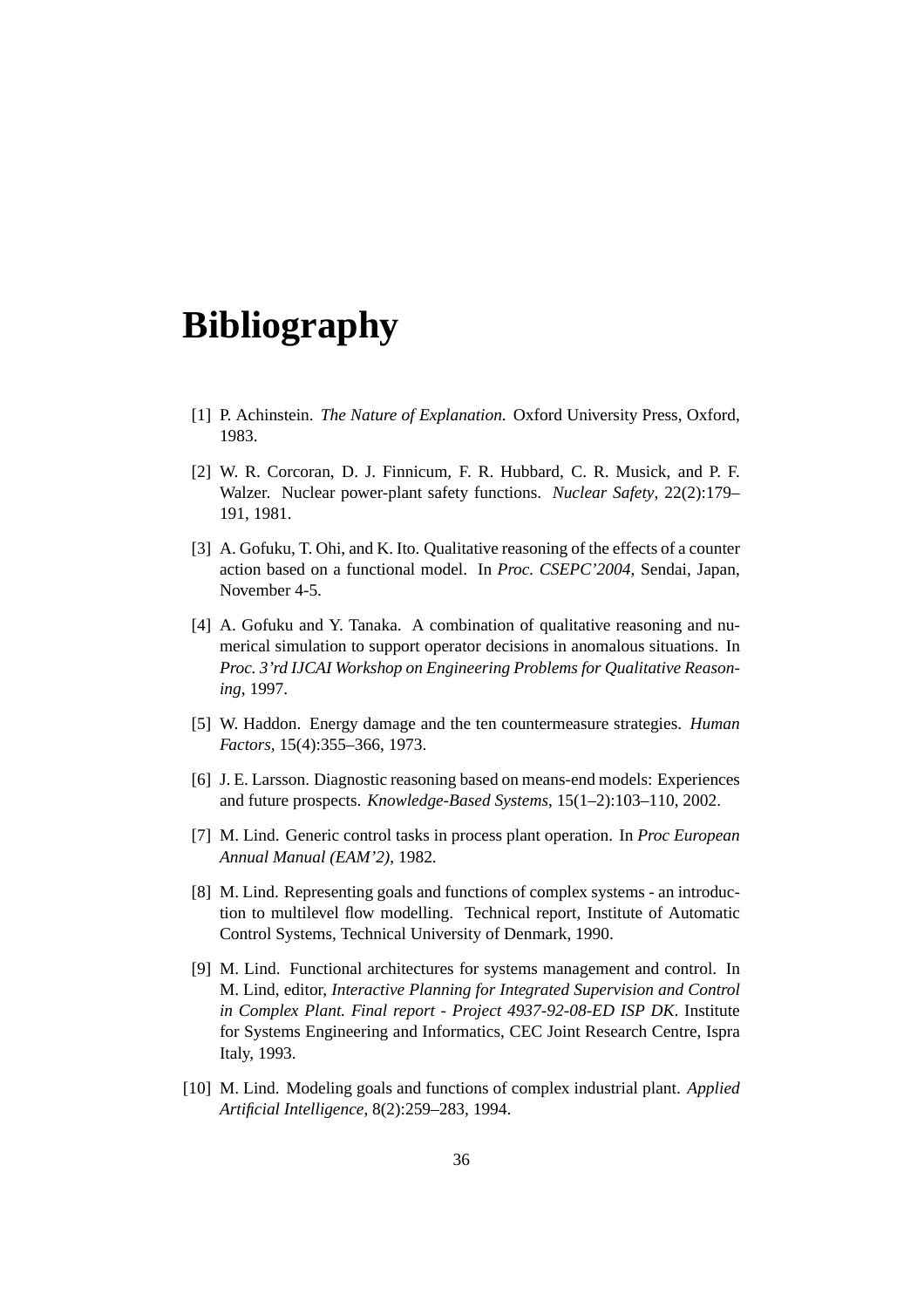# Bibliography

[1] P. Achinstein. *The Nature of Explanation*. Oxford University Press, Oxford, 1983.

[2] W. R. Corcoran, D. J. Finnicum, F. R. Hubbard, C. R. Musick, and P. F. Walzer. Nuclear power-plant safety functions. *Nuclear Safety*, 22(2):179–191, 1981.

[3] A. Gofuku, T. Ohi, and K. Ito. Qualitative reasoning of the effects of a counter action based on a functional model. In *Proc. CSEPC'2004*, Sendai, Japan, November 4-5.

[4] A. Gofuku and Y. Tanaka. A combination of qualitative reasoning and numerical simulation to support operator decisions in anomalous situations. In *Proc. 3'rd IJCAI Workshop on Engineering Problems for Qualitative Reasoning*, 1997.

[5] W. Haddon. Energy damage and the ten countermeasure strategies. *Human Factors*, 15(4):355–366, 1973.

[6] J. E. Larsson. Diagnostic reasoning based on means-end models: Experiences and future prospects. *Knowledge-Based Systems*, 15(1–2):103–110, 2002.

[7] M. Lind. Generic control tasks in process plant operation. In *Proc European Annual Manual (EAM'2)*, 1982.

[8] M. Lind. Representing goals and functions of complex systems - an introduction to multilevel flow modelling. Technical report, Institute of Automatic Control Systems, Technical University of Denmark, 1990.

[9] M. Lind. Functional architectures for systems management and control. In M. Lind, editor, *Interactive Planning for Integrated Supervision and Control in Complex Plant. Final report - Project 4937-92-08-ED ISP DK*. Institute for Systems Engineering and Informatics, CEC Joint Research Centre, Ispra Italy, 1993.

[10] M. Lind. Modeling goals and functions of complex industrial plant. *Applied Artificial Intelligence*, 8(2):259–283, 1994.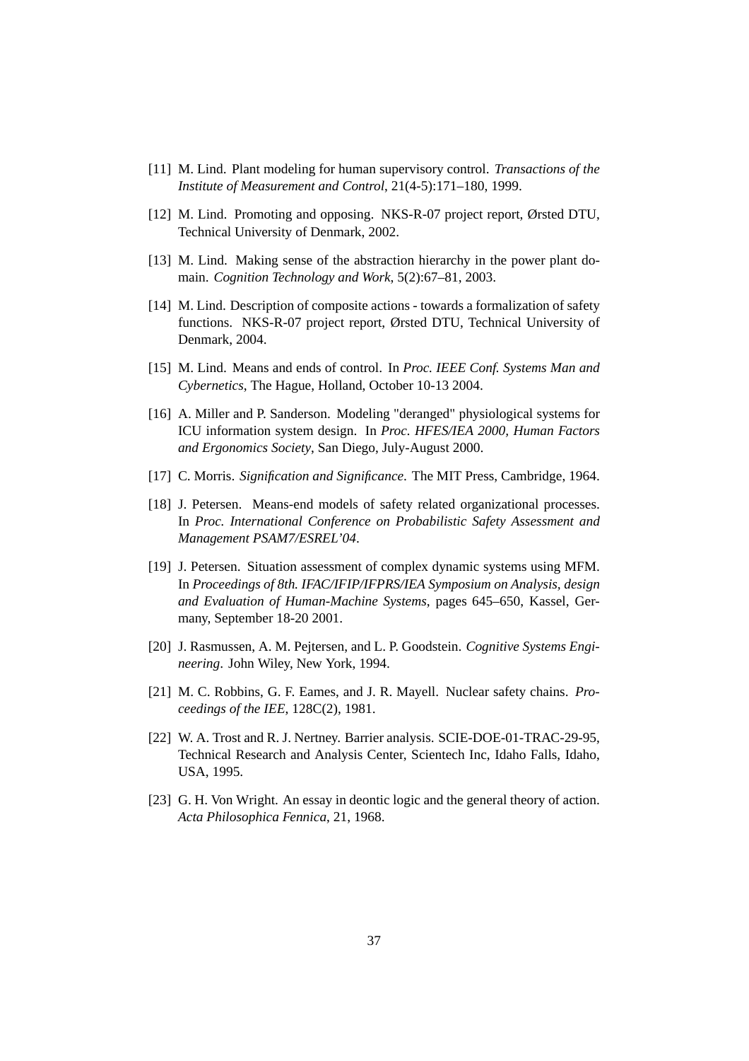[11] M. Lind. Plant modeling for human supervisory control. *Transactions of the Institute of Measurement and Control*, 21(4-5):171–180, 1999.

[12] M. Lind. Promoting and opposing. NKS-R-07 project report, Ørsted DTU, Technical University of Denmark, 2002.

[13] M. Lind. Making sense of the abstraction hierarchy in the power plant domain. *Cognition Technology and Work*, 5(2):67–81, 2003.

[14] M. Lind. Description of composite actions - towards a formalization of safety functions. NKS-R-07 project report, Ørsted DTU, Technical University of Denmark, 2004.

[15] M. Lind. Means and ends of control. In *Proc. IEEE Conf. Systems Man and Cybernetics*, The Hague, Holland, October 10-13 2004.

[16] A. Miller and P. Sanderson. Modeling "deranged" physiological systems for ICU information system design. In *Proc. HFES/IEA 2000, Human Factors and Ergonomics Society*, San Diego, July-August 2000.

[17] C. Morris. *Signification and Significance*. The MIT Press, Cambridge, 1964.

[18] J. Petersen. Means-end models of safety related organizational processes. In *Proc. International Conference on Probabilistic Safety Assessment and Management PSAM7/ESREL'04*.

[19] J. Petersen. Situation assessment of complex dynamic systems using MFM. In *Proceedings of 8th. IFAC/IFIP/IFPRS/IEA Symposium on Analysis, design and Evaluation of Human-Machine Systems*, pages 645–650, Kassel, Germany, September 18-20 2001.

[20] J. Rasmussen, A. M. Pejtersen, and L. P. Goodstein. *Cognitive Systems Engineering*. John Wiley, New York, 1994.

[21] M. C. Robbins, G. F. Eames, and J. R. Mayell. Nuclear safety chains. *Proceedings of the IEE*, 128C(2), 1981.

[22] W. A. Trost and R. J. Nertney. Barrier analysis. SCIE-DOE-01-TRAC-29-95, Technical Research and Analysis Center, Scientech Inc, Idaho Falls, Idaho, USA, 1995.

[23] G. H. Von Wright. An essay in deontic logic and the general theory of action. *Acta Philosophica Fennica*, 21, 1968.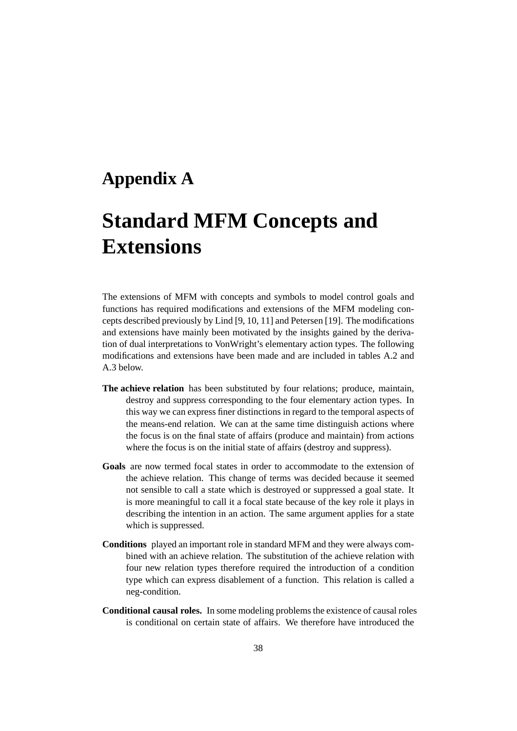# Appendix A

# Standard MFM Concepts and Extensions

The extensions of MFM with concepts and symbols to model control goals and functions has required modifications and extensions of the MFM modeling concepts described previously by Lind [9, 10, 11] and Petersen [19]. The modifications and extensions have mainly been motivated by the insights gained by the derivation of dual interpretations to VonWright's elementary action types. The following modifications and extensions have been made and are included in tables A.2 and A.3 below.

**The achieve relation** has been substituted by four relations; produce, maintain, destroy and suppress corresponding to the four elementary action types. In this way we can express finer distinctions in regard to the temporal aspects of the means-end relation. We can at the same time distinguish actions where the focus is on the final state of affairs (produce and maintain) from actions where the focus is on the initial state of affairs (destroy and suppress).

**Goals** are now termed focal states in order to accommodate to the extension of the achieve relation. This change of terms was decided because it seemed not sensible to call a state which is destroyed or suppressed a goal state. It is more meaningful to call it a focal state because of the key role it plays in describing the intention in an action. The same argument applies for a state which is suppressed.

**Conditions** played an important role in standard MFM and they were always combined with an achieve relation. The substitution of the achieve relation with four new relation types therefore required the introduction of a condition type which can express disablement of a function. This relation is called a neg-condition.

**Conditional causal roles.** In some modeling problems the existence of causal roles is conditional on certain state of affairs. We therefore have introduced the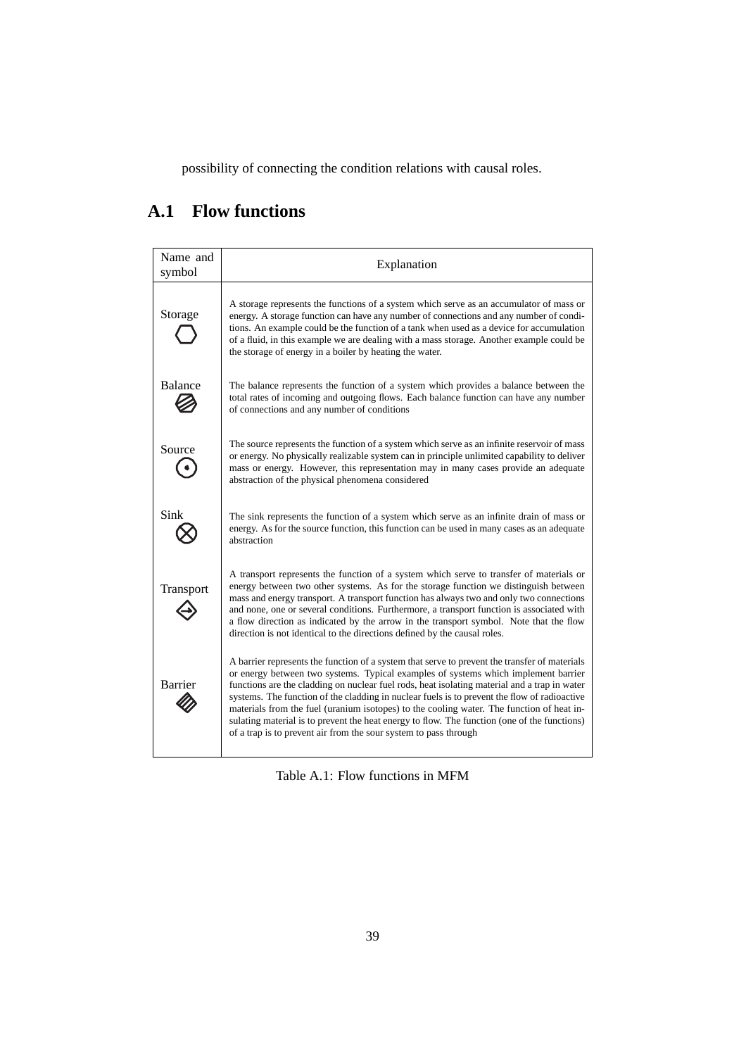possibility of connecting the condition relations with causal roles.

## A.1 Flow functions

| Name and symbol | Explanation |
|---|---|
| Storage | A storage represents the functions of a system which serve as an accumulator of mass or energy. A storage function can have any number of connections and any number of conditions. An example could be the function of a tank when used as a device for accumulation of a fluid, in this example we are dealing with a mass storage. Another example could be the storage of energy in a boiler by heating the water. |
| Balance | The balance represents the function of a system which provides a balance between the total rates of incoming and outgoing flows. Each balance function can have any number of connections and any number of conditions |
| Source | The source represents the function of a system which serve as an infinite reservoir of mass or energy. No physically realizable system can in principle unlimited capability to deliver mass or energy. However, this representation may in many cases provide an adequate abstraction of the physical phenomena considered |
| Sink | The sink represents the function of a system which serve as an infinite drain of mass or energy. As for the source function, this function can be used in many cases as an adequate abstraction |
| Transport | A transport represents the function of a system which serve to transfer of materials or energy between two other systems. As for the storage function we distinguish between mass and energy transport. A transport function has always two and only two connections and none, one or several conditions. Furthermore, a transport function is associated with a flow direction as indicated by the arrow in the transport symbol. Note that the flow direction is not identical to the directions defined by the causal roles. |
| Barrier | A barrier represents the function of a system that serve to prevent the transfer of materials or energy between two systems. Typical examples of systems which implement barrier functions are the cladding on nuclear fuel rods, heat isolating material and a trap in water systems. The function of the cladding in nuclear fuels is to prevent the flow of radioactive materials from the fuel (uranium isotopes) to the cooling water. The function of heat insulating material is to prevent the heat energy to flow. The function (one of the functions) of a trap is to prevent air from the sour system to pass through |

Table A.1: Flow functions in MFM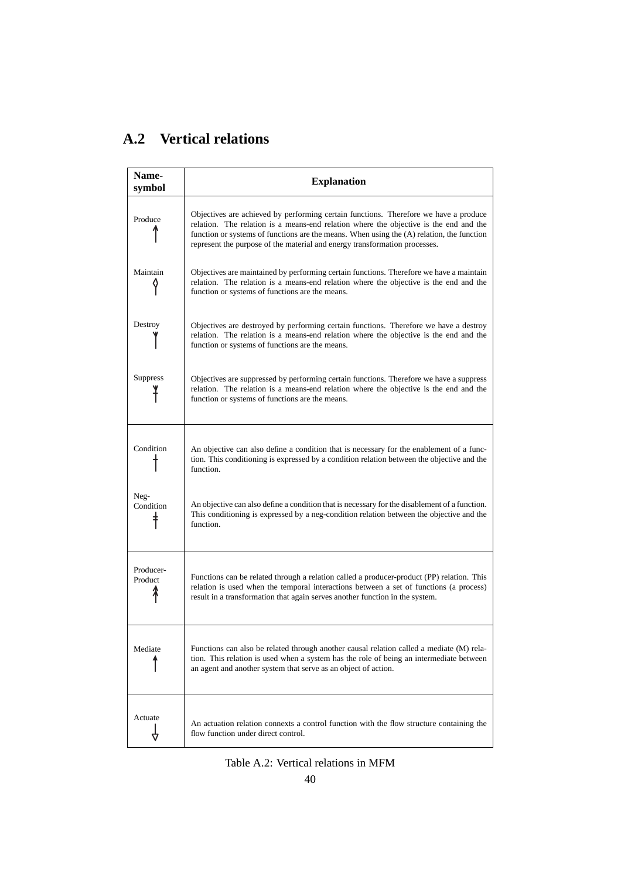## A.2 Vertical relations

| Name-symbol | Explanation |
|---|---|
| Produce | Objectives are achieved by performing certain functions. Therefore we have a produce relation. The relation is a means-end relation where the objective is the end and the function or systems of functions are the means. When using the (A) relation, the function represent the purpose of the material and energy transformation processes. |
| Maintain | Objectives are maintained by performing certain functions. Therefore we have a maintain relation. The relation is a means-end relation where the objective is the end and the function or systems of functions are the means. |
| Destroy | Objectives are destroyed by performing certain functions. Therefore we have a destroy relation. The relation is a means-end relation where the objective is the end and the function or systems of functions are the means. |
| Suppress | Objectives are suppressed by performing certain functions. Therefore we have a suppress relation. The relation is a means-end relation where the objective is the end and the function or systems of functions are the means. |
| Condition | An objective can also define a condition that is necessary for the enablement of a function. This conditioning is expressed by a condition relation between the objective and the function. |
| Neg-Condition | An objective can also define a condition that is necessary for the disablement of a function. This conditioning is expressed by a neg-condition relation between the objective and the function. |
| Producer-Product | Functions can be related through a relation called a producer-product (PP) relation. This relation is used when the temporal interactions between a set of functions (a process) result in a transformation that again serves another function in the system. |
| Mediate | Functions can also be related through another causal relation called a mediate (M) relation. This relation is used when a system has the role of being an intermediate between an agent and another system that serve as an object of action. |
| Actuate | An actuation relation connexts a control function with the flow structure containing the flow function under direct control. |

Table A.2: Vertical relations in MFM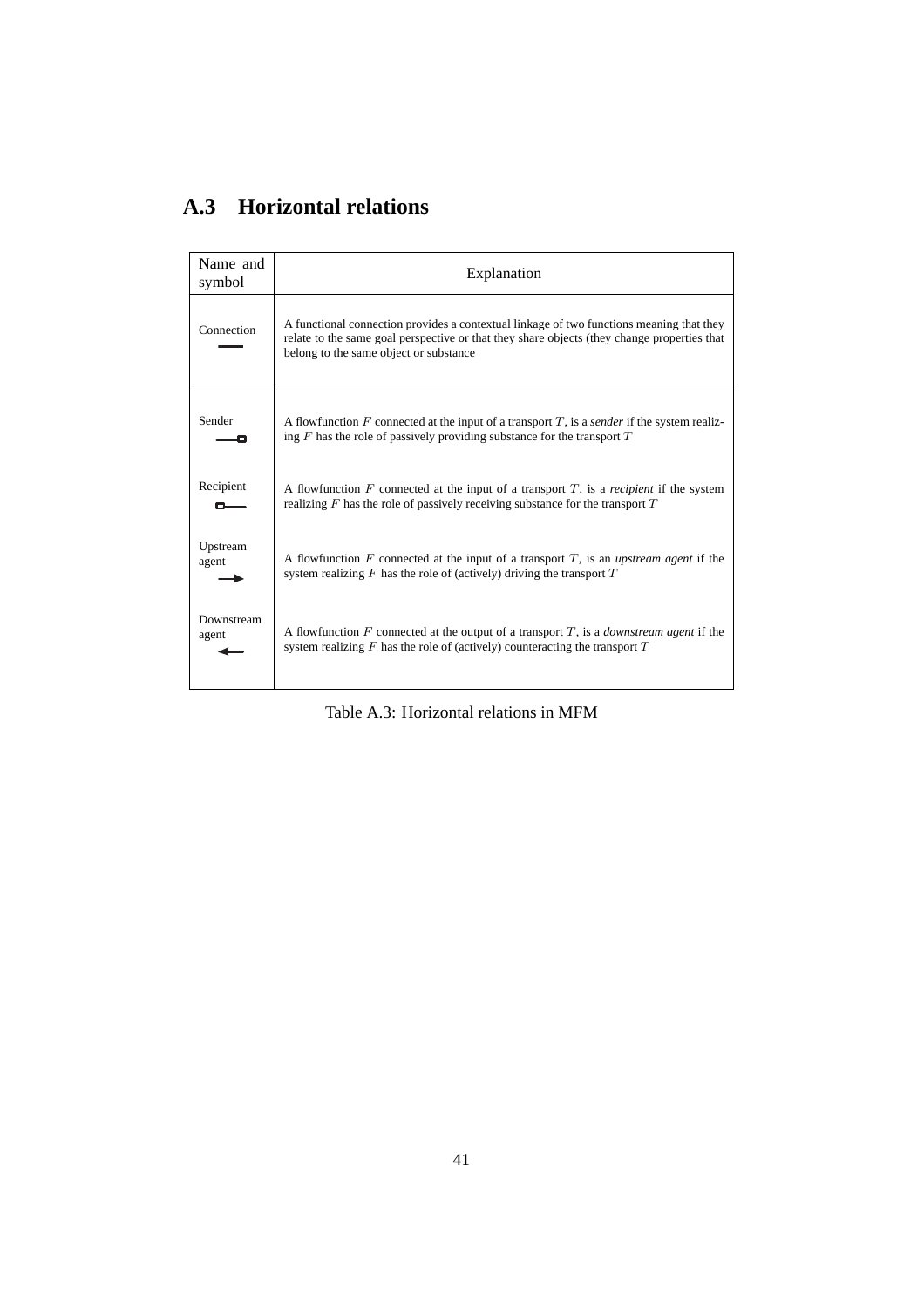## A.3 Horizontal relations

| Name and symbol | Explanation |
|---|---|
| Connection | A functional connection provides a contextual linkage of two functions meaning that they relate to the same goal perspective or that they share objects (they change properties that belong to the same object or substance |
| Sender | A flowfunction $F$ connected at the input of a transport $T$, is a *sender* if the system realizing $F$ has the role of passively providing substance for the transport $T$ |
| Recipient | A flowfunction $F$ connected at the input of a transport $T$, is a *recipient* if the system realizing $F$ has the role of passively receiving substance for the transport $T$ |
| Upstream agent | A flowfunction $F$ connected at the input of a transport $T$, is an *upstream agent* if the system realizing $F$ has the role of (actively) driving the transport $T$ |
| Downstream agent | A flowfunction $F$ connected at the output of a transport $T$, is a *downstream agent* if the system realizing $F$ has the role of (actively) counteracting the transport $T$ |

Table A.3: Horizontal relations in MFM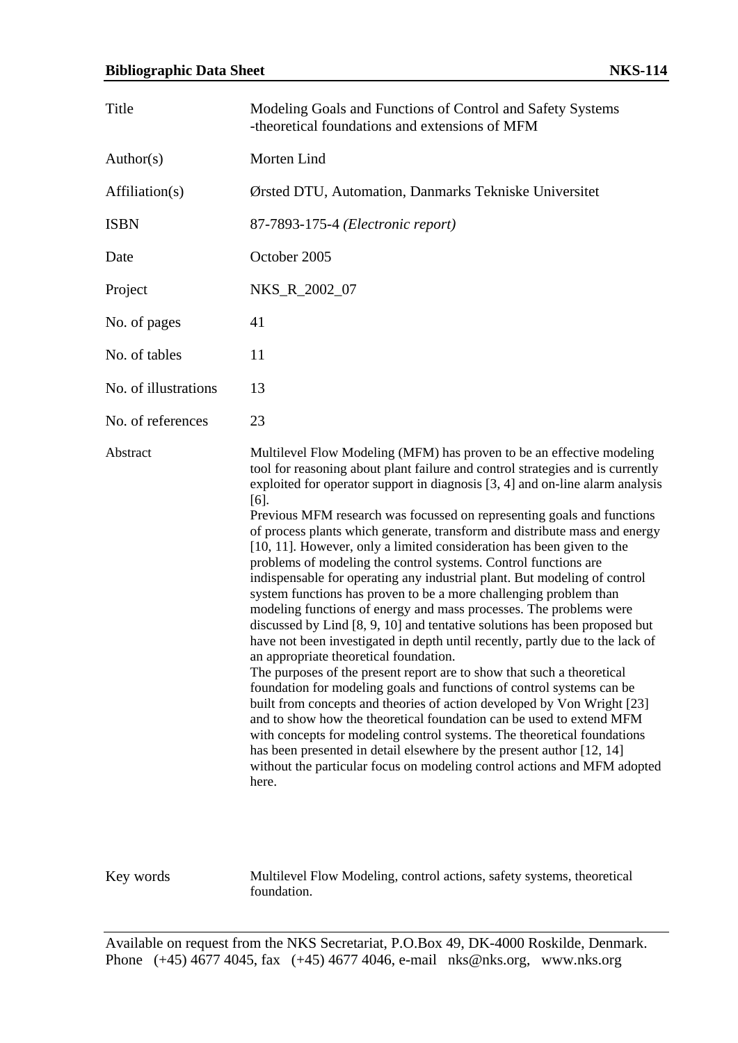**Bibliographic Data Sheet** **NKS-114**

| | |
|---|---|
| Title | Modeling Goals and Functions of Control and Safety Systems -theoretical foundations and extensions of MFM |
| Author(s) | Morten Lind |
| Affiliation(s) | Ørsted DTU, Automation, Danmarks Tekniske Universitet |
| ISBN | 87-7893-175-4 *(Electronic report)* |
| Date | October 2005 |
| Project | NKS_R_2002_07 |
| No. of pages | 41 |
| No. of tables | 11 |
| No. of illustrations | 13 |
| No. of references | 23 |

Abstract

Multilevel Flow Modeling (MFM) has proven to be an effective modeling tool for reasoning about plant failure and control strategies and is currently exploited for operator support in diagnosis [3, 4] and on-line alarm analysis [6].

Previous MFM research was focussed on representing goals and functions of process plants which generate, transform and distribute mass and energy [10, 11]. However, only a limited consideration has been given to the problems of modeling the control systems. Control functions are indispensable for operating any industrial plant. But modeling of control system functions has proven to be a more challenging problem than modeling functions of energy and mass processes. The problems were discussed by Lind [8, 9, 10] and tentative solutions has been proposed but have not been investigated in depth until recently, partly due to the lack of an appropriate theoretical foundation.

The purposes of the present report are to show that such a theoretical foundation for modeling goals and functions of control systems can be built from concepts and theories of action developed by Von Wright [23] and to show how the theoretical foundation can be used to extend MFM with concepts for modeling control systems. The theoretical foundations has been presented in detail elsewhere by the present author [12, 14] without the particular focus on modeling control actions and MFM adopted here.

Key words

Multilevel Flow Modeling, control actions, safety systems, theoretical foundation.

Available on request from the NKS Secretariat, P.O.Box 49, DK-4000 Roskilde, Denmark.
Phone (+45) 4677 4045, fax (+45) 4677 4046, e-mail nks@nks.org, www.nks.org